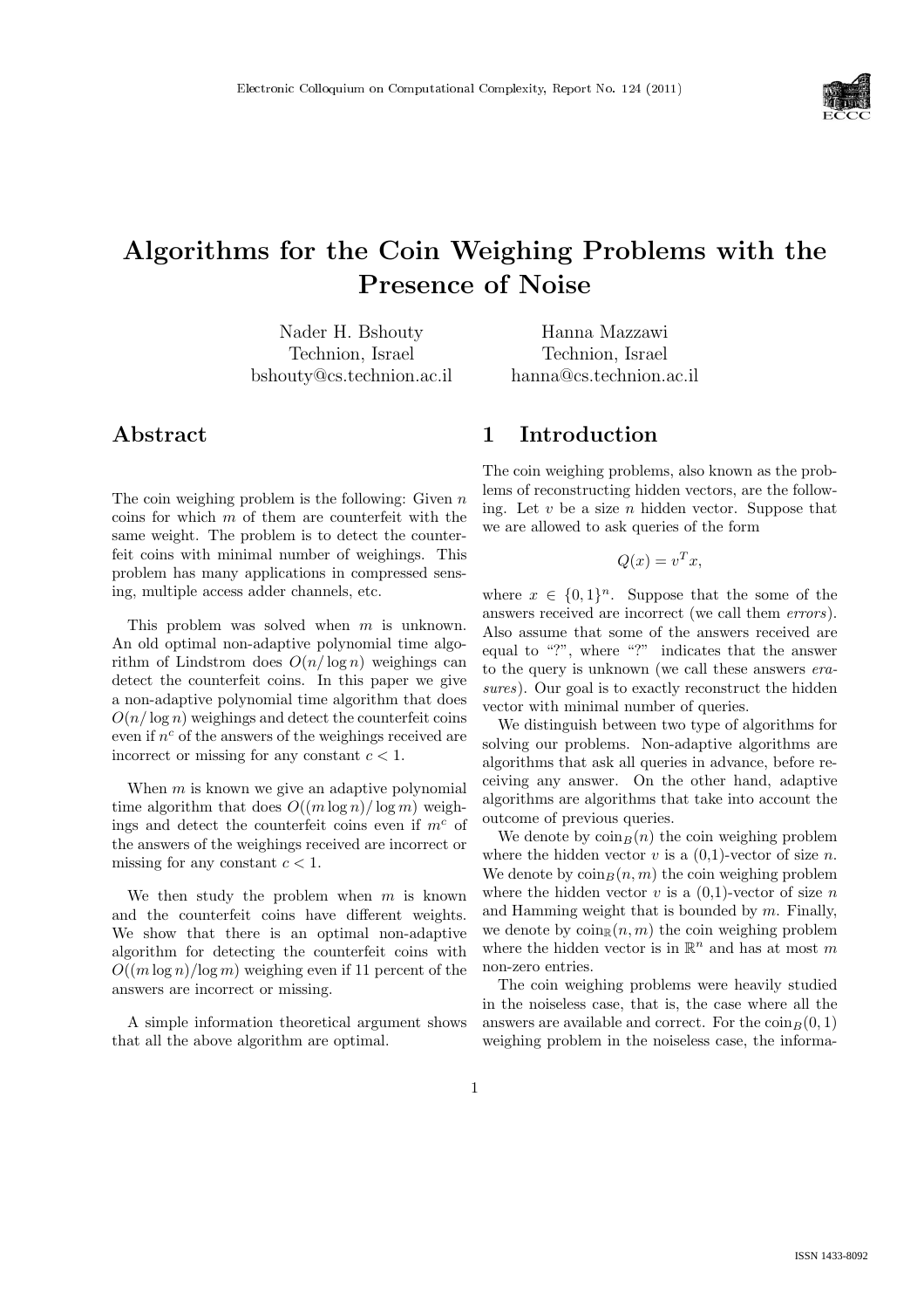# Algorithms for the Coin Weighing Problems with the Presence of Noise

Nader H. Bshouty
Technion, Israel
bshouty@cs.technion.ac.il

Hanna Mazzawi
Technion, Israel
hanna@cs.technion.ac.il

## Abstract

The coin weighing problem is the following: Given $n$ coins for which $m$ of them are counterfeit with the same weight. The problem is to detect the counterfeit coins with minimal number of weighings. This problem has many applications in compressed sensing, multiple access adder channels, etc.

This problem was solved when $m$ is unknown. An old optimal non-adaptive polynomial time algorithm of Lindstrom does $O(n/\log n)$ weighings can detect the counterfeit coins. In this paper we give a non-adaptive polynomial time algorithm that does $O(n/\log n)$ weighings and detect the counterfeit coins even if $n^c$ of the answers of the weighings received are incorrect or missing for any constant $c < 1$.

When $m$ is known we give an adaptive polynomial time algorithm that does $O((m \log n)/\log m)$ weighings and detect the counterfeit coins even if $m^c$ of the answers of the weighings received are incorrect or missing for any constant $c < 1$.

We then study the problem when $m$ is known and the counterfeit coins have different weights. We show that there is an optimal non-adaptive algorithm for detecting the counterfeit coins with $O((m \log n)/\log m)$ weighing even if 11 percent of the answers are incorrect or missing.

A simple information theoretical argument shows that all the above algorithm are optimal.

## 1 Introduction

The coin weighing problems, also known as the problems of reconstructing hidden vectors, are the following. Let $v$ be a size $n$ hidden vector. Suppose that we are allowed to ask queries of the form

$$Q(x) = v^T x,$$

where $x \in \{0,1\}^n$. Suppose that the some of the answers received are incorrect (we call them *errors*). Also assume that some of the answers received are equal to "?", where "?" indicates that the answer to the query is unknown (we call these answers *erasures*). Our goal is to exactly reconstruct the hidden vector with minimal number of queries.

We distinguish between two type of algorithms for solving our problems. Non-adaptive algorithms are algorithms that ask all queries in advance, before receiving any answer. On the other hand, adaptive algorithms are algorithms that take into account the outcome of previous queries.

We denote by $\text{coin}_B(n)$ the coin weighing problem where the hidden vector $v$ is a (0,1)-vector of size $n$. We denote by $\text{coin}_B(n,m)$ the coin weighing problem where the hidden vector $v$ is a (0,1)-vector of size $n$ and Hamming weight that is bounded by $m$. Finally, we denote by $\text{coin}_{\mathbb{R}}(n,m)$ the coin weighing problem where the hidden vector is in $\mathbb{R}^n$ and has at most $m$ non-zero entries.

The coin weighing problems were heavily studied in the noiseless case, that is, the case where all the answers are available and correct. For the $\text{coin}_B(0,1)$ weighing problem in the noiseless case, the informa-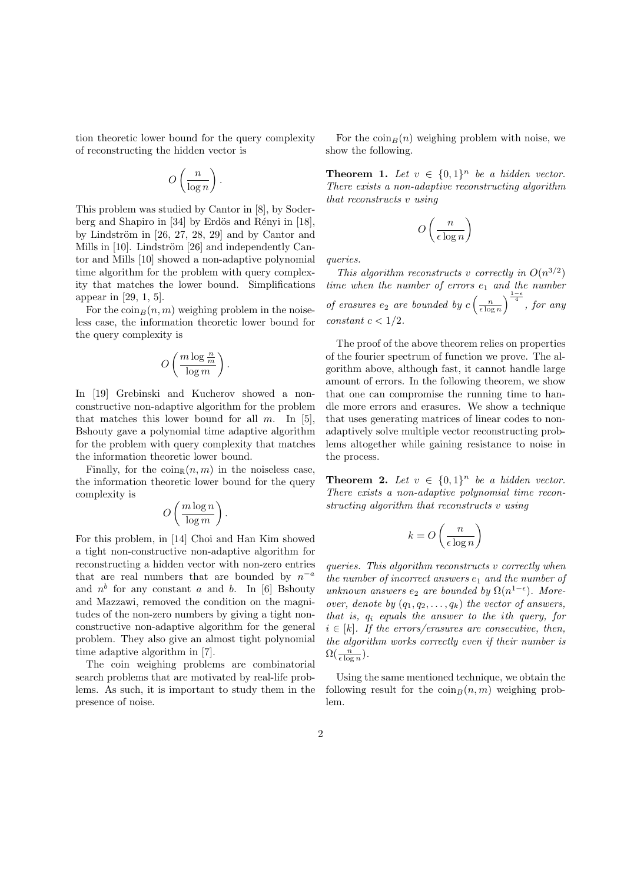tion theoretic lower bound for the query complexity of reconstructing the hidden vector is

$$O\left(\frac{n}{\log n}\right).$$

This problem was studied by Cantor in [8], by Soderberg and Shapiro in [34] by Erdös and Rényi in [18], by Lindström in [26, 27, 28, 29] and by Cantor and Mills in [10]. Lindström [26] and independently Cantor and Mills [10] showed a non-adaptive polynomial time algorithm for the problem with query complexity that matches the lower bound. Simplifications appear in [29, 1, 5].

For the $\text{coin}_B(n, m)$ weighing problem in the noiseless case, the information theoretic lower bound for the query complexity is

$$O\left(\frac{m \log \frac{n}{m}}{\log m}\right).$$

In [19] Grebinski and Kucherov showed a non-constructive non-adaptive algorithm for the problem that matches this lower bound for all $m$. In [5], Bshouty gave a polynomial time adaptive algorithm for the problem with query complexity that matches the information theoretic lower bound.

Finally, for the $\text{coin}_{\mathbb{R}}(n, m)$ in the noiseless case, the information theoretic lower bound for the query complexity is

$$O\left(\frac{m \log n}{\log m}\right).$$

For this problem, in [14] Choi and Han Kim showed a tight non-constructive non-adaptive algorithm for reconstructing a hidden vector with non-zero entries that are real numbers that are bounded by $n^{-a}$ and $n^b$ for any constant $a$ and $b$. In [6] Bshouty and Mazzawi, removed the condition on the magnitudes of the non-zero numbers by giving a tight non-constructive non-adaptive algorithm for the general problem. They also give an almost tight polynomial time adaptive algorithm in [7].

The coin weighing problems are combinatorial search problems that are motivated by real-life problems. As such, it is important to study them in the presence of noise.

For the $\text{coin}_B(n)$ weighing problem with noise, we show the following.

**Theorem 1.** *Let $v \in \{0,1\}^n$ be a hidden vector. There exists a non-adaptive reconstructing algorithm that reconstructs $v$ using*

$$O\left(\frac{n}{\epsilon \log n}\right)$$

*queries.*

*This algorithm reconstructs $v$ correctly in $O(n^{3/2})$ time when the number of errors $e_1$ and the number of erasures $e_2$ are bounded by $c\left(\frac{n}{\epsilon \log n}\right)^{\frac{1-\epsilon}{4}}$, for any constant $c < 1/2$.*

The proof of the above theorem relies on properties of the fourier spectrum of function we prove. The algorithm above, although fast, it cannot handle large amount of errors. In the following theorem, we show that one can compromise the running time to handle more errors and erasures. We show a technique that uses generating matrices of linear codes to non-adaptively solve multiple vector reconstructing problems altogether while gaining resistance to noise in the process.

**Theorem 2.** *Let $v \in \{0,1\}^n$ be a hidden vector. There exists a non-adaptive polynomial time reconstructing algorithm that reconstructs $v$ using*

$$k = O\left(\frac{n}{\epsilon \log n}\right)$$

*queries. This algorithm reconstructs $v$ correctly when the number of incorrect answers $e_1$ and the number of unknown answers $e_2$ are bounded by $\Omega(n^{1-\epsilon})$. Moreover, denote by $(q_1, q_2, \ldots, q_k)$ the vector of answers, that is, $q_i$ equals the answer to the ith query, for $i \in [k]$. If the errors/erasures are consecutive, then, the algorithm works correctly even if their number is $\Omega(\frac{n}{\epsilon \log n})$.*

Using the same mentioned technique, we obtain the following result for the $\text{coin}_B(n, m)$ weighing problem.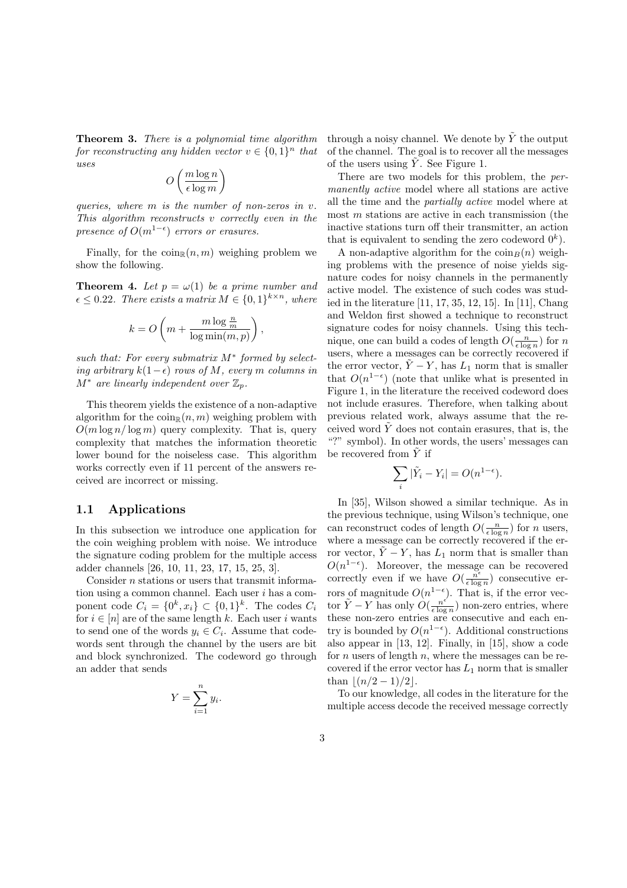**Theorem 3.** *There is a polynomial time algorithm for reconstructing any hidden vector $v \in \{0,1\}^n$ that uses*

$$O\left(\frac{m \log n}{\epsilon \log m}\right)$$

*queries, where $m$ is the number of non-zeros in $v$. This algorithm reconstructs $v$ correctly even in the presence of $O(m^{1-\epsilon})$ errors or erasures.*

Finally, for the $\mathrm{coin}_{\mathbb{R}}(n,m)$ weighing problem we show the following.

**Theorem 4.** *Let $p = \omega(1)$ be a prime number and $\epsilon \le 0.22$. There exists a matrix $M \in \{0,1\}^{k\times n}$, where*

$$k = O\left(m + \frac{m \log \frac{n}{m}}{\log \min(m,p)}\right),$$

*such that: For every submatrix $M^*$ formed by selecting arbitrary $k(1-\epsilon)$ rows of $M$, every $m$ columns in $M^*$ are linearly independent over $\mathbb{Z}_p$.*

This theorem yields the existence of a non-adaptive algorithm for the $\mathrm{coin}_{\mathbb{R}}(n,m)$ weighing problem with $O(m \log n / \log m)$ query complexity. That is, query complexity that matches the information theoretic lower bound for the noiseless case. This algorithm works correctly even if 11 percent of the answers received are incorrect or missing.

## 1.1 Applications

In this subsection we introduce one application for the coin weighing problem with noise. We introduce the signature coding problem for the multiple access adder channels [26, 10, 11, 23, 17, 15, 25, 3].

Consider $n$ stations or users that transmit information using a common channel. Each user $i$ has a component code $C_i = \{0^k, x_i\} \subset \{0,1\}^k$. The codes $C_i$ for $i \in [n]$ are of the same length $k$. Each user $i$ wants to send one of the words $y_i \in C_i$. Assume that codewords sent through the channel by the users are bit and block synchronized. The codeword go through an adder that sends

$$Y = \sum_{i=1}^{n} y_i.$$

through a noisy channel. We denote by $\tilde{Y}$ the output of the channel. The goal is to recover all the messages of the users using $\tilde{Y}$. See Figure 1.

There are two models for this problem, the *permanently active* model where all stations are active all the time and the *partially active* model where at most $m$ stations are active in each transmission (the inactive stations turn off their transmitter, an action that is equivalent to sending the zero codeword $0^k$).

A non-adaptive algorithm for the $\mathrm{coin}_B(n)$ weighing problems with the presence of noise yields signature codes for noisy channels in the permanently active model. The existence of such codes was studied in the literature [11, 17, 35, 12, 15]. In [11], Chang and Weldon first showed a technique to reconstruct signature codes for noisy channels. Using this technique, one can build a codes of length $O(\frac{n}{\epsilon \log n})$ for $n$ users, where a messages can be correctly recovered if the error vector, $\tilde{Y} - Y$, has $L_1$ norm that is smaller that $O(n^{1-\epsilon})$ (note that unlike what is presented in Figure 1, in the literature the received codeword does not include erasures. Therefore, when talking about previous related work, always assume that the received word $\tilde{Y}$ does not contain erasures, that is, the "?" symbol). In other words, the users' messages can be recovered from $\tilde{Y}$ if

$$\sum_i |\tilde{Y}_i - Y_i| = O(n^{1-\epsilon}).$$

In [35], Wilson showed a similar technique. As in the previous technique, using Wilson's technique, one can reconstruct codes of length $O(\frac{n}{\epsilon \log n})$ for $n$ users, where a message can be correctly recovered if the error vector, $\tilde{Y} - Y$, has $L_1$ norm that is smaller than $O(n^{1-\epsilon})$. Moreover, the message can be recovered correctly even if we have $O(\frac{n^{\epsilon}}{\epsilon \log n})$ consecutive errors of magnitude $O(n^{1-\epsilon})$. That is, if the error vector $\tilde{Y} - Y$ has only $O(\frac{n^{\epsilon}}{\epsilon \log n})$ non-zero entries, where these non-zero entries are consecutive and each entry is bounded by $O(n^{1-\epsilon})$. Additional constructions also appear in [13, 12]. Finally, in [15], show a code for $n$ users of length $n$, where the messages can be recovered if the error vector has $L_1$ norm that is smaller than $\lfloor (n/2-1)/2 \rfloor$.

To our knowledge, all codes in the literature for the multiple access decode the received message correctly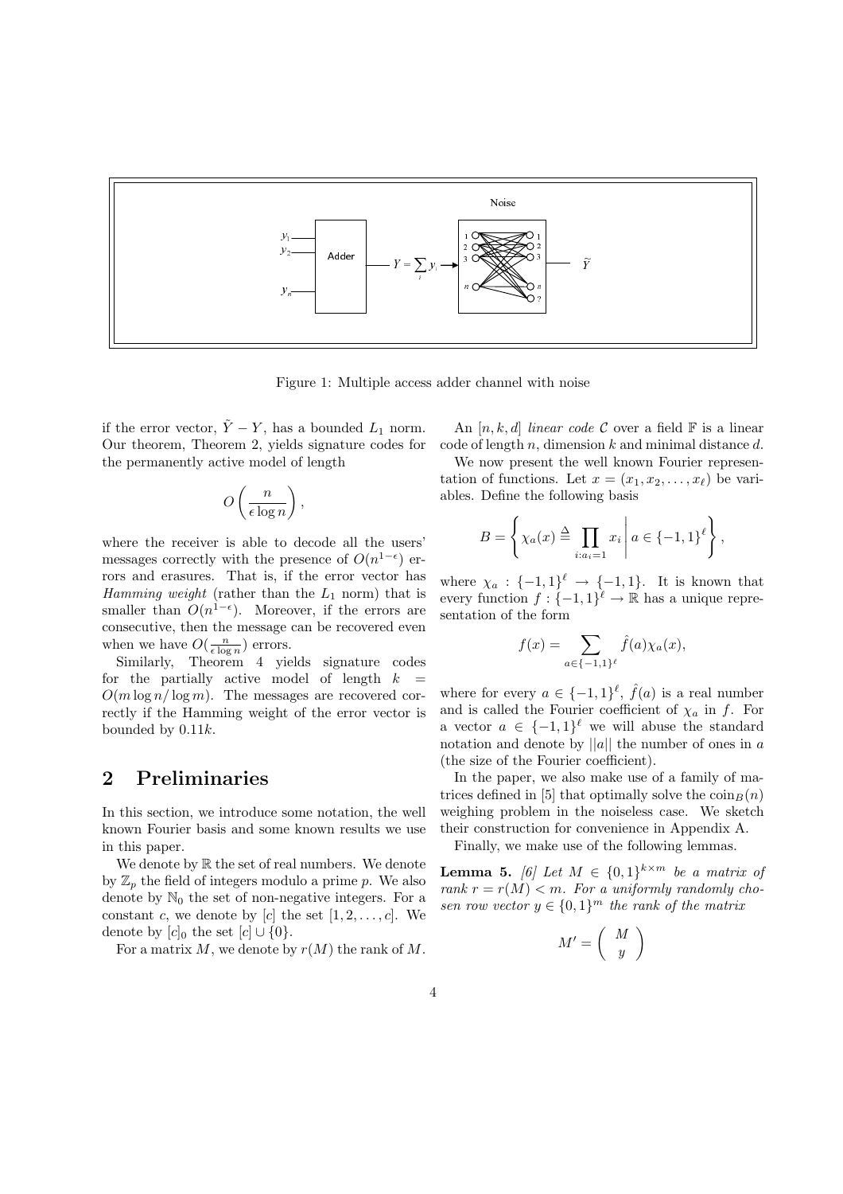Figure 1: Multiple access adder channel with noise

if the error vector, $\tilde{Y} - Y$, has a bounded $L_1$ norm. Our theorem, Theorem 2, yields signature codes for the permanently active model of length

$$O\left(\frac{n}{\epsilon \log n}\right),$$

where the receiver is able to decode all the users' messages correctly with the presence of $O(n^{1-\epsilon})$ errors and erasures. That is, if the error vector has *Hamming weight* (rather than the $L_1$ norm) that is smaller than $O(n^{1-\epsilon})$. Moreover, if the errors are consecutive, then the message can be recovered even when we have $O(\frac{n}{\epsilon \log n})$ errors.

Similarly, Theorem 4 yields signature codes for the partially active model of length $k = O(m \log n / \log m)$. The messages are recovered correctly if the Hamming weight of the error vector is bounded by $0.11k$.

## 2 Preliminaries

In this section, we introduce some notation, the well known Fourier basis and some known results we use in this paper.

We denote by $\mathbb{R}$ the set of real numbers. We denote by $\mathbb{Z}_p$ the field of integers modulo a prime $p$. We also denote by $\mathbb{N}_0$ the set of non-negative integers. For a constant $c$, we denote by $[c]$ the set $[1, 2, \ldots, c]$. We denote by $[c]_0$ the set $[c] \cup \{0\}$.

For a matrix $M$, we denote by $r(M)$ the rank of $M$.

An $[n, k, d]$ *linear code* $\mathcal{C}$ over a field $\mathbb{F}$ is a linear code of length $n$, dimension $k$ and minimal distance $d$.

We now present the well known Fourier representation of functions. Let $x = (x_1, x_2, \ldots, x_\ell)$ be variables. Define the following basis

$$B = \left\{ \chi_a(x) \triangleq \prod_{i: a_i = 1} x_i \,\middle|\, a \in \{-1, 1\}^\ell \right\},$$

where $\chi_a : \{-1, 1\}^\ell \to \{-1, 1\}$. It is known that every function $f : \{-1, 1\}^\ell \to \mathbb{R}$ has a unique representation of the form

$$f(x) = \sum_{a \in \{-1,1\}^\ell} \hat{f}(a) \chi_a(x),$$

where for every $a \in \{-1, 1\}^\ell$, $\hat{f}(a)$ is a real number and is called the Fourier coefficient of $\chi_a$ in $f$. For a vector $a \in \{-1, 1\}^\ell$ we will abuse the standard notation and denote by $||a||$ the number of ones in $a$ (the size of the Fourier coefficient).

In the paper, we also make use of a family of matrices defined in [5] that optimally solve the $\text{coin}_B(n)$ weighing problem in the noiseless case. We sketch their construction for convenience in Appendix A.

Finally, we make use of the following lemmas.

**Lemma 5.** *[6] Let $M \in \{0, 1\}^{k \times m}$ be a matrix of rank $r = r(M) < m$. For a uniformly randomly chosen row vector $y \in \{0, 1\}^m$ the rank of the matrix*

$$M' = \begin{pmatrix} M \\ y \end{pmatrix}$$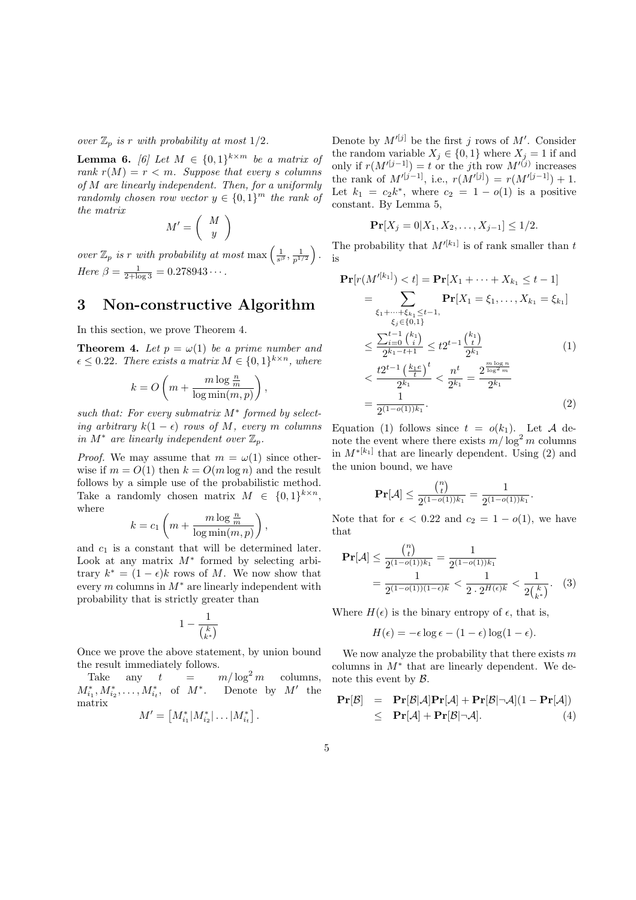*over $\mathbb{Z}_p$ is $r$ with probability at most $1/2$.*

**Lemma 6.** *[6] Let $M \in \{0,1\}^{k\times m}$ be a matrix of rank $r(M) = r < m$. Suppose that every $s$ columns of $M$ are linearly independent. Then, for a uniformly randomly chosen row vector $y \in \{0,1\}^m$ the rank of the matrix*

$$M' = \begin{pmatrix} M \\ y \end{pmatrix}$$

*over $\mathbb{Z}_p$ is $r$ with probability at most $\max\left(\frac{1}{s^\beta}, \frac{1}{p^{1/2}}\right)$. Here $\beta = \frac{1}{2+\log 3} = 0.278943\cdots$.*

# 3 Non-constructive Algorithm

In this section, we prove Theorem 4.

**Theorem 4.** *Let $p = \omega(1)$ be a prime number and $\epsilon \le 0.22$. There exists a matrix $M \in \{0,1\}^{k\times n}$, where*

$$k = O\left(m + \frac{m\log\frac{n}{m}}{\log\min(m,p)}\right),$$

*such that: For every submatrix $M^*$ formed by selecting arbitrary $k(1-\epsilon)$ rows of $M$, every $m$ columns in $M^*$ are linearly independent over $\mathbb{Z}_p$.*

*Proof.* We may assume that $m = \omega(1)$ since otherwise if $m = O(1)$ then $k = O(m\log n)$ and the result follows by a simple use of the probabilistic method. Take a randomly chosen matrix $M \in \{0,1\}^{k\times n}$, where

$$k = c_1\left(m + \frac{m\log\frac{n}{m}}{\log\min(m,p)}\right),$$

and $c_1$ is a constant that will be determined later. Look at any matrix $M^*$ formed by selecting arbitrary $k^* = (1-\epsilon)k$ rows of $M$. We now show that every $m$ columns in $M^*$ are linearly independent with probability that is strictly greater than

$$1 - \frac{1}{\binom{k}{k^*}}$$

Once we prove the above statement, by union bound the result immediately follows.

Take any $t = m/\log^2 m$ columns, $M^*_{i_1}, M^*_{i_2}, \ldots, M^*_{i_t}$, of $M^*$. Denote by $M'$ the matrix

$$M' = \left[M^*_{i_1}|M^*_{i_2}|\ldots|M^*_{i_t}\right].$$

Denote by $M'^{[j]}$ be the first $j$ rows of $M'$. Consider the random variable $X_j \in \{0,1\}$ where $X_j = 1$ if and only if $r(M'^{[j-1]}) = t$ or the $j$th row $M'^{(j)}$ increases the rank of $M'^{[j-1]}$, i.e., $r(M'^{[j]}) = r(M'^{[j-1]}) + 1$. Let $k_1 = c_2 k^*$, where $c_2 = 1 - o(1)$ is a positive constant. By Lemma 5,

$$\mathbf{Pr}[X_j = 0|X_1, X_2, \ldots, X_{j-1}] \le 1/2.$$

The probability that $M'^{[k_1]}$ is of rank smaller than $t$ is

$$\begin{aligned}
\mathbf{Pr}[r(M'^{[k_1]}) < t] &= \mathbf{Pr}[X_1 + \cdots + X_{k_1} \le t-1] \\
&= \sum_{\substack{\xi_1+\cdots+\xi_{k_1}\le t-1,\\ \xi_j\in\{0,1\}}} \mathbf{Pr}[X_1 = \xi_1, \ldots, X_{k_1} = \xi_{k_1}] \\
&\le \frac{\sum_{i=0}^{t-1}\binom{k_1}{i}}{2^{k_1-t+1}} \le t2^{t-1}\frac{\binom{k_1}{t}}{2^{k_1}} \qquad (1)\\
&< \frac{t2^{t-1}\left(\frac{k_1 e}{t}\right)^t}{2^{k_1}} < \frac{n^t}{2^{k_1}} = \frac{2^{\frac{m\log n}{\log^2 m}}}{2^{k_1}} \\
&= \frac{1}{2^{(1-o(1))k_1}}. \qquad (2)
\end{aligned}$$

Equation (1) follows since $t = o(k_1)$. Let $\mathcal{A}$ denote the event where there exists $m/\log^2 m$ columns in $M^{*[k_1]}$ that are linearly dependent. Using (2) and the union bound, we have

$$\mathbf{Pr}[\mathcal{A}] \le \frac{\binom{n}{t}}{2^{(1-o(1))k_1}} = \frac{1}{2^{(1-o(1))k_1}}.$$

Note that for $\epsilon < 0.22$ and $c_2 = 1 - o(1)$, we have that

$$\begin{aligned}
\mathbf{Pr}[\mathcal{A}] &\le \frac{\binom{n}{t}}{2^{(1-o(1))k_1}} = \frac{1}{2^{(1-o(1))k_1}} \\
&= \frac{1}{2^{(1-o(1))(1-\epsilon)k}} < \frac{1}{2\cdot 2^{H(\epsilon)k}} < \frac{1}{2\binom{k}{k^*}}. \qquad (3)
\end{aligned}$$

Where $H(\epsilon)$ is the binary entropy of $\epsilon$, that is,

$$H(\epsilon) = -\epsilon\log\epsilon - (1-\epsilon)\log(1-\epsilon).$$

We now analyze the probability that there exists $m$ columns in $M^*$ that are linearly dependent. We denote this event by $\mathcal{B}$.

$$\begin{aligned}
\mathbf{Pr}[\mathcal{B}] &= \mathbf{Pr}[\mathcal{B}|\mathcal{A}]\mathbf{Pr}[\mathcal{A}] + \mathbf{Pr}[\mathcal{B}|\neg\mathcal{A}](1 - \mathbf{Pr}[\mathcal{A}]) \\
&\le \mathbf{Pr}[\mathcal{A}] + \mathbf{Pr}[\mathcal{B}|\neg\mathcal{A}]. \qquad (4)
\end{aligned}$$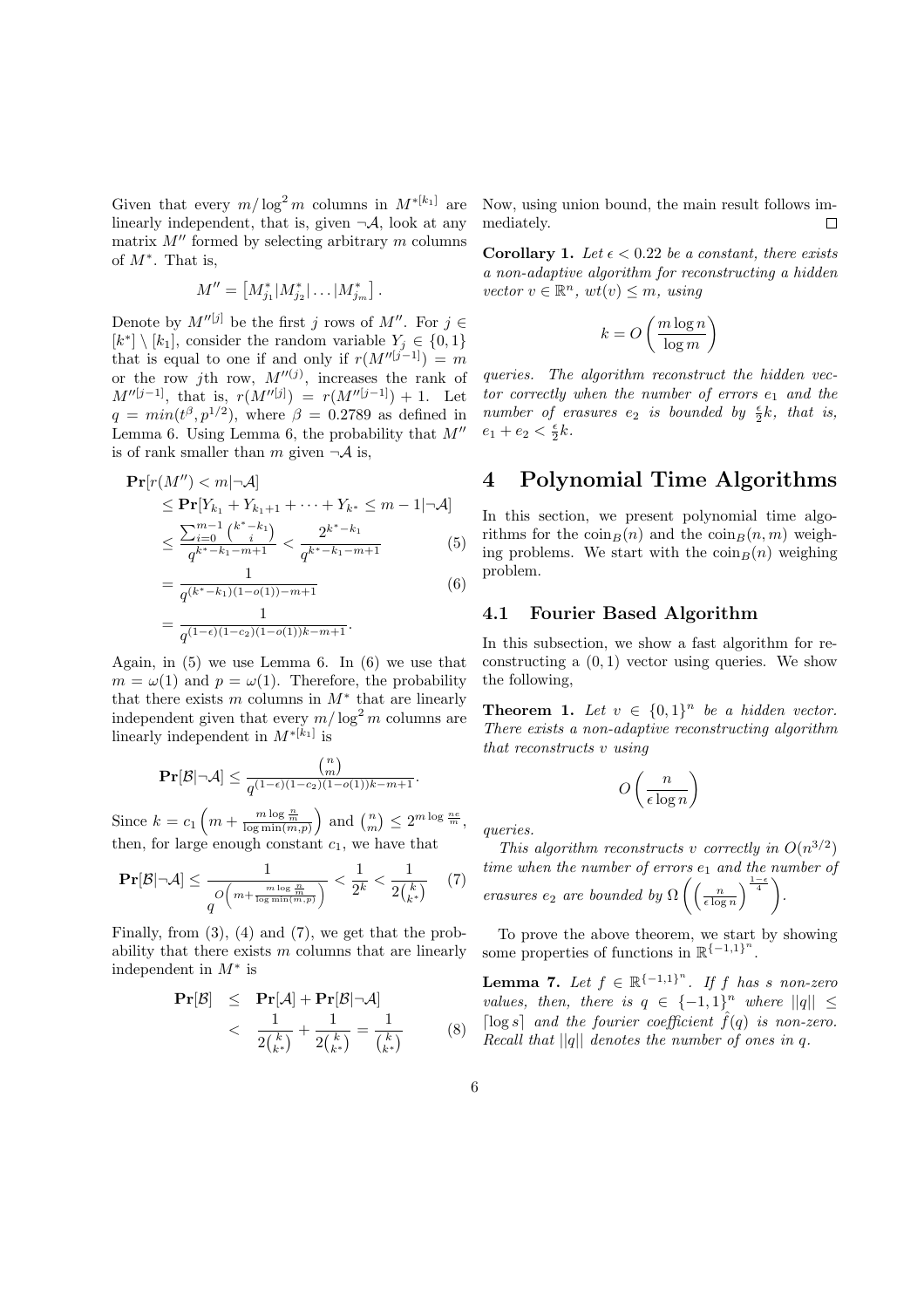Given that every $m/\log^2 m$ columns in $M^{*[k_1]}$ are linearly independent, that is, given $\neg\mathcal{A}$, look at any matrix $M''$ formed by selecting arbitrary $m$ columns of $M^*$. That is,

$$M'' = \left[M^*_{j_1}|M^*_{j_2}|\dots|M^*_{j_m}\right].$$

Denote by $M''^{[j]}$ be the first $j$ rows of $M''$. For $j \in [k^*] \setminus [k_1]$, consider the random variable $Y_j \in \{0,1\}$ that is equal to one if and only if $r(M''^{[j-1]}) = m$ or the row $j$th row, $M''^{(j)}$, increases the rank of $M''^{[j-1]}$, that is, $r(M''^{[j]}) = r(M''^{[j-1]}) + 1$. Let $q = min(t^\beta, p^{1/2})$, where $\beta = 0.2789$ as defined in Lemma 6. Using Lemma 6, the probability that $M''$ is of rank smaller than $m$ given $\neg\mathcal{A}$ is,

$$\begin{aligned}
&\mathbf{Pr}[r(M'') < m|\neg\mathcal{A}] \\
&\leq \mathbf{Pr}[Y_{k_1} + Y_{k_1+1} + \cdots + Y_{k^*} \leq m-1|\neg\mathcal{A}] \\
&\leq \frac{\sum_{i=0}^{m-1}\binom{k^*-k_1}{i}}{q^{k^*-k_1-m+1}} < \frac{2^{k^*-k_1}}{q^{k^*-k_1-m+1}} \qquad (5) \\
&= \frac{1}{q^{(k^*-k_1)(1-o(1))-m+1}} \qquad (6) \\
&= \frac{1}{q^{(1-\epsilon)(1-c_2)(1-o(1))k-m+1}}.
\end{aligned}$$

Again, in (5) we use Lemma 6. In (6) we use that $m = \omega(1)$ and $p = \omega(1)$. Therefore, the probability that there exists $m$ columns in $M^*$ that are linearly independent given that every $m/\log^2 m$ columns are linearly independent in $M^{*[k_1]}$ is

$$\mathbf{Pr}[\mathcal{B}|\neg\mathcal{A}] \leq \frac{\binom{n}{m}}{q^{(1-\epsilon)(1-c_2)(1-o(1))k-m+1}}.$$

Since $k = c_1\left(m + \frac{m\log\frac{n}{m}}{\log\min(m,p)}\right)$ and $\binom{n}{m} \leq 2^{m\log\frac{ne}{m}}$, then, for large enough constant $c_1$, we have that

$$\mathbf{Pr}[\mathcal{B}|\neg\mathcal{A}] \leq \frac{1}{q^{O\left(m+\frac{m\log\frac{n}{m}}{\log\min(m,p)}\right)}} < \frac{1}{2^k} < \frac{1}{2\binom{k}{k^*}} \qquad (7)$$

Finally, from (3), (4) and (7), we get that the probability that there exists $m$ columns that are linearly independent in $M^*$ is

$$\begin{aligned}
\mathbf{Pr}[\mathcal{B}] &\leq \mathbf{Pr}[\mathcal{A}] + \mathbf{Pr}[\mathcal{B}|\neg\mathcal{A}] \\
&< \frac{1}{2\binom{k}{k^*}} + \frac{1}{2\binom{k}{k^*}} = \frac{1}{\binom{k}{k^*}} \qquad (8)
\end{aligned}$$

Now, using union bound, the main result follows immediately. $\square$

**Corollary 1.** *Let $\epsilon < 0.22$ be a constant, there exists a non-adaptive algorithm for reconstructing a hidden vector $v \in \mathbb{R}^n$, $wt(v) \leq m$, using*

$$k = O\left(\frac{m\log n}{\log m}\right)$$

*queries. The algorithm reconstruct the hidden vector correctly when the number of errors $e_1$ and the number of erasures $e_2$ is bounded by $\frac{\epsilon}{2}k$, that is, $e_1 + e_2 < \frac{\epsilon}{2}k$.*

# 4 Polynomial Time Algorithms

In this section, we present polynomial time algorithms for the $\text{coin}_B(n)$ and the $\text{coin}_B(n,m)$ weighing problems. We start with the $\text{coin}_B(n)$ weighing problem.

## 4.1 Fourier Based Algorithm

In this subsection, we show a fast algorithm for reconstructing a $(0,1)$ vector using queries. We show the following,

**Theorem 1.** *Let $v \in \{0,1\}^n$ be a hidden vector. There exists a non-adaptive reconstructing algorithm that reconstructs $v$ using*

$$O\left(\frac{n}{\epsilon\log n}\right)$$

*queries.*

*This algorithm reconstructs $v$ correctly in $O(n^{3/2})$ time when the number of errors $e_1$ and the number of erasures $e_2$ are bounded by $\Omega\left(\left(\frac{n}{\epsilon\log n}\right)^{\frac{1-\epsilon}{4}}\right)$.*

To prove the above theorem, we start by showing some properties of functions in $\mathbb{R}^{\{-1,1\}^n}$.

**Lemma 7.** *Let $f \in \mathbb{R}^{\{-1,1\}^n}$. If $f$ has $s$ non-zero values, then, there is $q \in \{-1,1\}^n$ where $||q|| \leq \lceil\log s\rceil$ and the fourier coefficient $\hat{f}(q)$ is non-zero. Recall that $||q||$ denotes the number of ones in $q$.*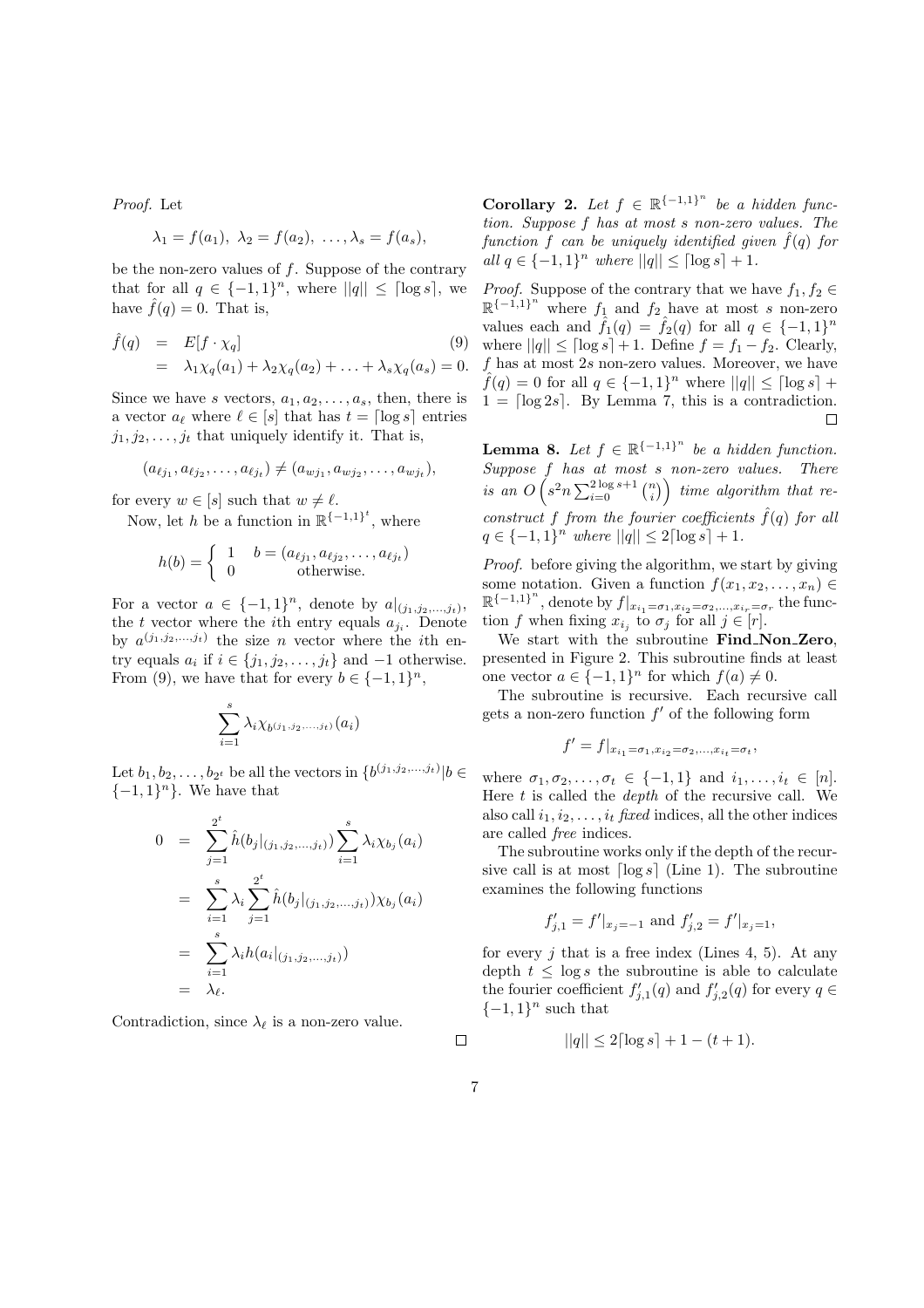*Proof.* Let

$$\lambda_1 = f(a_1),\ \lambda_2 = f(a_2),\ \ldots, \lambda_s = f(a_s),$$

be the non-zero values of $f$. Suppose of the contrary that for all $q \in \{-1,1\}^n$, where $||q|| \le \lceil \log s \rceil$, we have $\hat{f}(q) = 0$. That is,

$$\begin{aligned} \hat{f}(q) &= E[f \cdot \chi_q] \qquad (9) \\ &= \lambda_1 \chi_q(a_1) + \lambda_2 \chi_q(a_2) + \ldots + \lambda_s \chi_q(a_s) = 0. \end{aligned}$$

Since we have $s$ vectors, $a_1, a_2, \ldots, a_s$, then, there is a vector $a_\ell$ where $\ell \in [s]$ that has $t = \lceil \log s \rceil$ entries $j_1, j_2, \ldots, j_t$ that uniquely identify it. That is,

$$(a_{\ell j_1}, a_{\ell j_2}, \ldots, a_{\ell j_t}) \ne (a_{w j_1}, a_{w j_2}, \ldots, a_{w j_t}),$$

for every $w \in [s]$ such that $w \ne \ell$.

Now, let $h$ be a function in $\mathbb{R}^{\{-1,1\}^t}$, where

$$h(b) = \begin{cases} 1 & b = (a_{\ell j_1}, a_{\ell j_2}, \ldots, a_{\ell j_t}) \\ 0 & \text{otherwise.} \end{cases}$$

For a vector $a \in \{-1,1\}^n$, denote by $a|_{(j_1,j_2,\ldots,j_t)}$, the $t$ vector where the $i$th entry equals $a_{j_i}$. Denote by $a^{(j_1,j_2,\ldots,j_t)}$ the size $n$ vector where the $i$th entry equals $a_i$ if $i \in \{j_1, j_2, \ldots, j_t\}$ and $-1$ otherwise. From (9), we have that for every $b \in \{-1,1\}^n$,

$$\sum_{i=1}^{s} \lambda_i \chi_{b^{(j_1,j_2,\ldots,j_t)}}(a_i)$$

Let $b_1, b_2, \ldots, b_{2^t}$ be all the vectors in $\{b^{(j_1,j_2,\ldots,j_t)} | b \in \{-1,1\}^n\}$. We have that

$$\begin{aligned} 0 &= \sum_{j=1}^{2^t} \hat{h}(b_j|_{(j_1,j_2,\ldots,j_t)}) \sum_{i=1}^{s} \lambda_i \chi_{b_j}(a_i) \\ &= \sum_{i=1}^{s} \lambda_i \sum_{j=1}^{2^t} \hat{h}(b_j|_{(j_1,j_2,\ldots,j_t)}) \chi_{b_j}(a_i) \\ &= \sum_{i=1}^{s} \lambda_i h(a_i|_{(j_1,j_2,\ldots,j_t)}) \\ &= \lambda_\ell. \end{aligned}$$

Contradiction, since $\lambda_\ell$ is a non-zero value. $\square$

**Corollary 2.** *Let $f \in \mathbb{R}^{\{-1,1\}^n}$ be a hidden function. Suppose $f$ has at most $s$ non-zero values. The function $f$ can be uniquely identified given $\hat{f}(q)$ for all $q \in \{-1,1\}^n$ where $||q|| \le \lceil \log s \rceil + 1$.*

*Proof.* Suppose of the contrary that we have $f_1, f_2 \in \mathbb{R}^{\{-1,1\}^n}$ where $f_1$ and $f_2$ have at most $s$ non-zero values each and $\hat{f}_1(q) = \hat{f}_2(q)$ for all $q \in \{-1,1\}^n$ where $||q|| \le \lceil \log s \rceil + 1$. Define $f = f_1 - f_2$. Clearly, $f$ has at most $2s$ non-zero values. Moreover, we have $\hat{f}(q) = 0$ for all $q \in \{-1,1\}^n$ where $||q|| \le \lceil \log s \rceil + 1 = \lceil \log 2s \rceil$. By Lemma 7, this is a contradiction. $\square$

**Lemma 8.** *Let $f \in \mathbb{R}^{\{-1,1\}^n}$ be a hidden function. Suppose $f$ has at most $s$ non-zero values. There is an $O\left(s^2 n \sum_{i=0}^{2\log s+1} \binom{n}{i}\right)$ time algorithm that reconstruct $f$ from the fourier coefficients $\hat{f}(q)$ for all $q \in \{-1,1\}^n$ where $||q|| \le 2\lceil \log s \rceil + 1$.*

*Proof.* before giving the algorithm, we start by giving some notation. Given a function $f(x_1, x_2, \ldots, x_n) \in \mathbb{R}^{\{-1,1\}^n}$, denote by $f|_{x_{i_1}=\sigma_1, x_{i_2}=\sigma_2, \ldots, x_{i_r}=\sigma_r}$ the function $f$ when fixing $x_{i_j}$ to $\sigma_j$ for all $j \in [r]$.

We start with the subroutine **Find_Non_Zero**, presented in Figure 2. This subroutine finds at least one vector $a \in \{-1,1\}^n$ for which $f(a) \ne 0$.

The subroutine is recursive. Each recursive call gets a non-zero function $f'$ of the following form

$$f' = f|_{x_{i_1}=\sigma_1, x_{i_2}=\sigma_2, \ldots, x_{i_t}=\sigma_t},$$

where $\sigma_1, \sigma_2, \ldots, \sigma_t \in \{-1,1\}$ and $i_1, \ldots, i_t \in [n]$. Here $t$ is called the *depth* of the recursive call. We also call $i_1, i_2, \ldots, i_t$ *fixed* indices, all the other indices are called *free* indices.

The subroutine works only if the depth of the recursive call is at most $\lceil \log s \rceil$ (Line 1). The subroutine examines the following functions

$$f'_{j,1} = f'|_{x_j=-1} \text{ and } f'_{j,2} = f'|_{x_j=1},$$

for every $j$ that is a free index (Lines 4, 5). At any depth $t \le \log s$ the subroutine is able to calculate the fourier coefficient $f'_{j,1}(q)$ and $f'_{j,2}(q)$ for every $q \in \{-1,1\}^n$ such that

$$||q|| \le 2\lceil \log s \rceil + 1 - (t+1).$$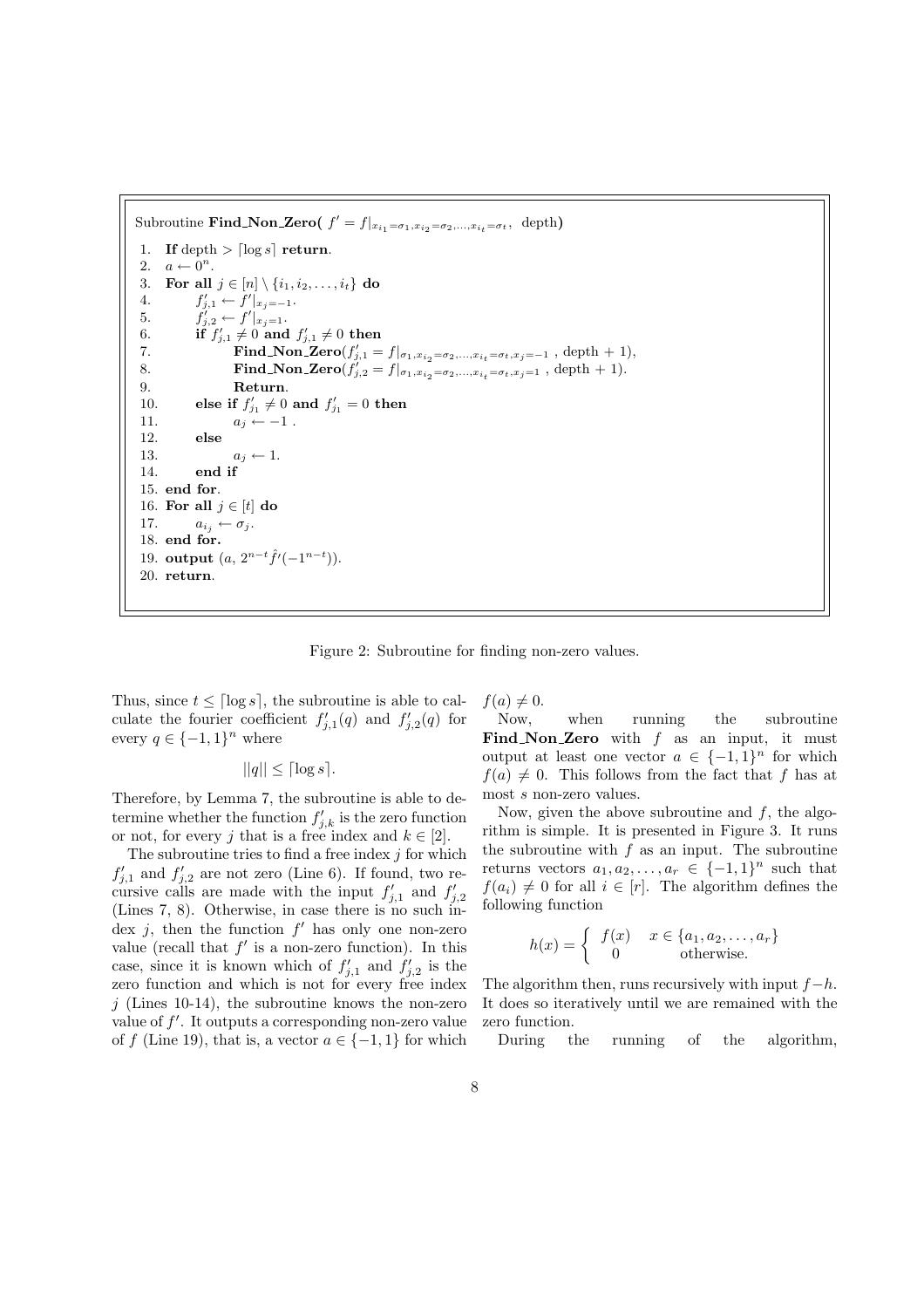Subroutine **Find_Non_Zero**( $f' = f|_{x_{i_1}=\sigma_1, x_{i_2}=\sigma_2, \ldots, x_{i_t}=\sigma_t}$, depth)

```
1.  If depth > ⌈log s⌉ return.
2.  a ← 0^n.
3.  For all j ∈ [n] \ {i_1, i_2, ..., i_t} do
4.        f'_{j,1} ← f'|_{x_j=-1}.
5.        f'_{j,2} ← f'|_{x_j=1}.
6.        if f'_{j,1} ≠ 0 and f'_{j,1} ≠ 0 then
7.              Find_Non_Zero(f'_{j,1} = f|_{σ_1, x_{i_2}=σ_2, ..., x_{i_t}=σ_t, x_j=-1} , depth + 1),
8.              Find_Non_Zero(f'_{j,2} = f|_{σ_1, x_{i_2}=σ_2, ..., x_{i_t}=σ_t, x_j=1} , depth + 1).
9.              Return.
10.       else if f'_{j1} ≠ 0 and f'_{j1} = 0 then
11.             a_j ← -1 .
12.       else
13.             a_j ← 1.
14.       end if
15. end for.
16. For all j ∈ [t] do
17.       a_{i_j} ← σ_j.
18. end for.
19. output (a, 2^{n-t} f̂'(-1^{n-t})).
20. return.
```

Figure 2: Subroutine for finding non-zero values.

Thus, since $t \le \lceil \log s \rceil$, the subroutine is able to calculate the fourier coefficient $f'_{j,1}(q)$ and $f'_{j,2}(q)$ for every $q \in \{-1,1\}^n$ where

$$||q|| \le \lceil \log s \rceil.$$

Therefore, by Lemma 7, the subroutine is able to determine whether the function $f'_{j,k}$ is the zero function or not, for every $j$ that is a free index and $k \in [2]$.

The subroutine tries to find a free index $j$ for which $f'_{j,1}$ and $f'_{j,2}$ are not zero (Line 6). If found, two recursive calls are made with the input $f'_{j,1}$ and $f'_{j,2}$ (Lines 7, 8). Otherwise, in case there is no such index $j$, then the function $f'$ has only one non-zero value (recall that $f'$ is a non-zero function). In this case, since it is known which of $f'_{j,1}$ and $f'_{j,2}$ is the zero function and which is not for every free index $j$ (Lines 10-14), the subroutine knows the non-zero value of $f'$. It outputs a corresponding non-zero value of $f$ (Line 19), that is, a vector $a \in \{-1,1\}$ for which $f(a) \neq 0$.

Now, when running the subroutine **Find_Non_Zero** with $f$ as an input, it must output at least one vector $a \in \{-1,1\}^n$ for which $f(a) \neq 0$. This follows from the fact that $f$ has at most $s$ non-zero values.

Now, given the above subroutine and $f$, the algorithm is simple. It is presented in Figure 3. It runs the subroutine with $f$ as an input. The subroutine returns vectors $a_1, a_2, \ldots, a_r \in \{-1,1\}^n$ such that $f(a_i) \neq 0$ for all $i \in [r]$. The algorithm defines the following function

$$h(x) = \begin{cases} f(x) & x \in \{a_1, a_2, \ldots, a_r\} \\ 0 & \text{otherwise.} \end{cases}$$

The algorithm then, runs recursively with input $f - h$. It does so iteratively until we are remained with the zero function.

During the running of the algorithm,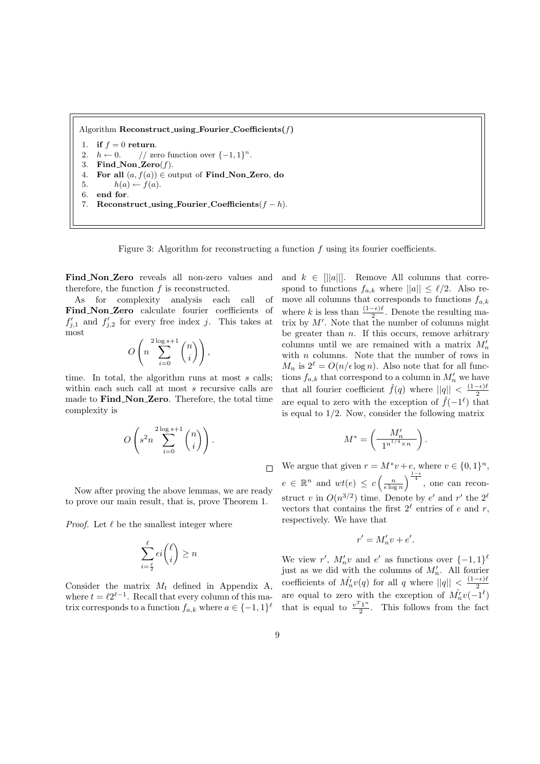```
Algorithm Reconstruct_using_Fourier_Coefficients(f)
1.  if f = 0 return.
2.  h ← 0.     // zero function over {−1,1}^n.
3.  Find_Non_Zero(f).
4.  For all (a, f(a)) ∈ output of Find_Non_Zero, do
5.      h(a) ← f(a).
6.  end for.
7.  Reconstruct_using_Fourier_Coefficients(f − h).
```

Figure 3: Algorithm for reconstructing a function $f$ using its fourier coefficients.

**Find_Non_Zero** reveals all non-zero values and therefore, the function $f$ is reconstructed.

As for complexity analysis each call of **Find_Non_Zero** calculate fourier coefficients of $f'_{j,1}$ and $f'_{j,2}$ for every free index $j$. This takes at most

$$O\left(n \sum_{i=0}^{2\log s+1} \binom{n}{i}\right),$$

time. In total, the algorithm runs at most $s$ calls; within each such call at most $s$ recursive calls are made to **Find_Non_Zero**. Therefore, the total time complexity is

$$O\left(s^2 n \sum_{i=0}^{2\log s+1} \binom{n}{i}\right).$$

□

Now after proving the above lemmas, we are ready to prove our main result, that is, prove Theorem 1.

*Proof.* Let $\ell$ be the smallest integer where

$$\sum_{i=\frac{\ell}{2}}^{\ell} \epsilon i \binom{\ell}{i} \geq n$$

Consider the matrix $M_t$ defined in Appendix A, where $t = \ell 2^{\ell-1}$. Recall that every column of this matrix corresponds to a function $f_{a,k}$ where $a \in \{-1,1\}^\ell$ and $k \in [||a||]$. Remove All columns that correspond to functions $f_{a,k}$ where $||a|| \leq \ell/2$. Also remove all columns that corresponds to functions $f_{a,k}$ where $k$ is less than $\frac{(1-\epsilon)\ell}{2}$. Denote the resulting matrix by $M'$. Note that the number of columns might be greater than $n$. If this occurs, remove arbitrary columns until we are remained with a matrix $M'_n$ with $n$ columns. Note that the number of rows in $M_n$ is $2^\ell = O(n/\epsilon \log n)$. Also note that for all functions $f_{a,k}$ that correspond to a column in $M'_n$ we have that all fourier coefficient $\hat{f}(q)$ where $||q|| < \frac{(1-\epsilon)\ell}{2}$ are equal to zero with the exception of $\hat{f}(-1^\ell)$ that is equal to $1/2$. Now, consider the following matrix

$$M^* = \left(\frac{M'_n}{1^{n^{1/4} \times n}}\right).$$

We argue that given $r = M^* v + e$, where $v \in \{0,1\}^n$, $e \in \mathbb{R}^n$ and $wt(e) \leq c\left(\frac{n}{\epsilon \log n}\right)^{\frac{1-\epsilon}{4}}$, one can reconstruct $v$ in $O(n^{3/2})$ time. Denote by $e'$ and $r'$ the $2^\ell$ vectors that contains the first $2^\ell$ entries of $e$ and $r$, respectively. We have that

$$r' = M'_n v + e'.$$

We view $r'$, $M'_n v$ and $e'$ as functions over $\{-1,1\}^\ell$ just as we did with the columns of $M'_n$. All fourier coefficients of $\hat{M'_n v}(q)$ for all $q$ where $||q|| < \frac{(1-\epsilon)\ell}{2}$ are equal to zero with the exception of $\hat{M'_n v}(-1^\ell)$ that is equal to $\frac{v^T 1^n}{2}$. This follows from the fact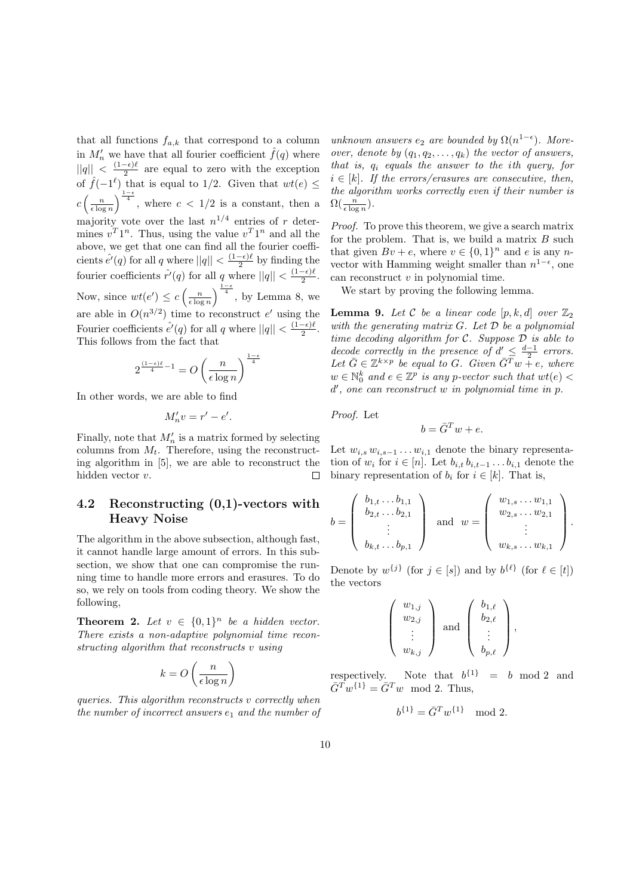that all functions $f_{a,k}$ that correspond to a column in $M_n'$ we have that all fourier coefficient $\hat{f}(q)$ where $||q|| < \frac{(1-\epsilon)\ell}{2}$ are equal to zero with the exception of $\hat{f}(-1^\ell)$ that is equal to 1/2. Given that $wt(e) \leq c\left(\frac{n}{\epsilon \log n}\right)^{\frac{1-\epsilon}{4}}$, where $c < 1/2$ is a constant, then a majority vote over the last $n^{1/4}$ entries of $r$ determines $v^T 1^n$. Thus, using the value $v^T 1^n$ and all the above, we get that one can find all the fourier coefficients $\hat{e'}(q)$ for all $q$ where $||q|| < \frac{(1-\epsilon)\ell}{2}$ by finding the fourier coefficients $\hat{r'}(q)$ for all $q$ where $||q|| < \frac{(1-\epsilon)\ell}{2}$. Now, since $wt(e') \leq c\left(\frac{n}{\epsilon \log n}\right)^{\frac{1-\epsilon}{4}}$, by Lemma 8, we are able in $O(n^{3/2})$ time to reconstruct $e'$ using the Fourier coefficients $\hat{e'}(q)$ for all $q$ where $||q|| < \frac{(1-\epsilon)\ell}{2}$. This follows from the fact that

$$2^{\frac{(1-\epsilon)\ell}{4}-1} = O\left(\frac{n}{\epsilon \log n}\right)^{\frac{1-\epsilon}{4}}$$

In other words, we are able to find

$$M_n' v = r' - e'.$$

Finally, note that $M_n'$ is a matrix formed by selecting columns from $M_t$. Therefore, using the reconstructing algorithm in [5], we are able to reconstruct the hidden vector $v$. $\square$

## 4.2 Reconstructing (0,1)-vectors with Heavy Noise

The algorithm in the above subsection, although fast, it cannot handle large amount of errors. In this subsection, we show that one can compromise the running time to handle more errors and erasures. To do so, we rely on tools from coding theory. We show the following,

**Theorem 2.** *Let $v \in \{0,1\}^n$ be a hidden vector. There exists a non-adaptive polynomial time reconstructing algorithm that reconstructs $v$ using*

$$k = O\left(\frac{n}{\epsilon \log n}\right)$$

*queries. This algorithm reconstructs $v$ correctly when the number of incorrect answers $e_1$ and the number of unknown answers $e_2$ are bounded by $\Omega(n^{1-\epsilon})$. Moreover, denote by $(q_1, q_2, \ldots, q_k)$ the vector of answers, that is, $q_i$ equals the answer to the $i$th query, for $i \in [k]$. If the errors/erasures are consecutive, then, the algorithm works correctly even if their number is $\Omega(\frac{n}{\epsilon \log n})$.*

*Proof.* To prove this theorem, we give a search matrix for the problem. That is, we build a matrix $B$ such that given $Bv + e$, where $v \in \{0,1\}^n$ and $e$ is any $n$-vector with Hamming weight smaller than $n^{1-\epsilon}$, one can reconstruct $v$ in polynomial time.

We start by proving the following lemma.

**Lemma 9.** *Let $\mathcal{C}$ be a linear code $[p, k, d]$ over $\mathbb{Z}_2$ with the generating matrix $G$. Let $\mathcal{D}$ be a polynomial time decoding algorithm for $\mathcal{C}$. Suppose $\mathcal{D}$ is able to decode correctly in the presence of $d' \leq \frac{d-1}{2}$ errors. Let $\bar{G} \in \mathbb{Z}^{k\times p}$ be equal to $G$. Given $\bar{G}^T w + e$, where $w \in \mathbb{N}_0^k$ and $e \in \mathbb{Z}^p$ is any $p$-vector such that $wt(e) < d'$, one can reconstruct $w$ in polynomial time in $p$.*

*Proof.* Let

$$b = \bar{G}^T w + e.$$

Let $w_{i,s}\, w_{i,s-1} \ldots w_{i,1}$ denote the binary representation of $w_i$ for $i \in [n]$. Let $b_{i,t}\, b_{i,t-1} \ldots b_{i,1}$ denote the binary representation of $b_i$ for $i \in [k]$. That is,

$$b = \begin{pmatrix} b_{1,t} \ldots b_{1,1} \\ b_{2,t} \ldots b_{2,1} \\ \vdots \\ b_{k,t} \ldots b_{p,1} \end{pmatrix} \quad \text{and} \quad w = \begin{pmatrix} w_{1,s} \ldots w_{1,1} \\ w_{2,s} \ldots w_{2,1} \\ \vdots \\ w_{k,s} \ldots w_{k,1} \end{pmatrix}.$$

Denote by $w^{\{j\}}$ (for $j \in [s]$) and by $b^{\{\ell\}}$ (for $\ell \in [t]$) the vectors

$$\begin{pmatrix} w_{1,j} \\ w_{2,j} \\ \vdots \\ w_{k,j} \end{pmatrix} \quad \text{and} \quad \begin{pmatrix} b_{1,\ell} \\ b_{2,\ell} \\ \vdots \\ b_{p,\ell} \end{pmatrix},$$

respectively. Note that $b^{\{1\}} = b \mod 2$ and $\bar{G}^T w^{\{1\}} = \bar{G}^T w \mod 2$. Thus,

$$b^{\{1\}} = \bar{G}^T w^{\{1\}} \mod 2.$$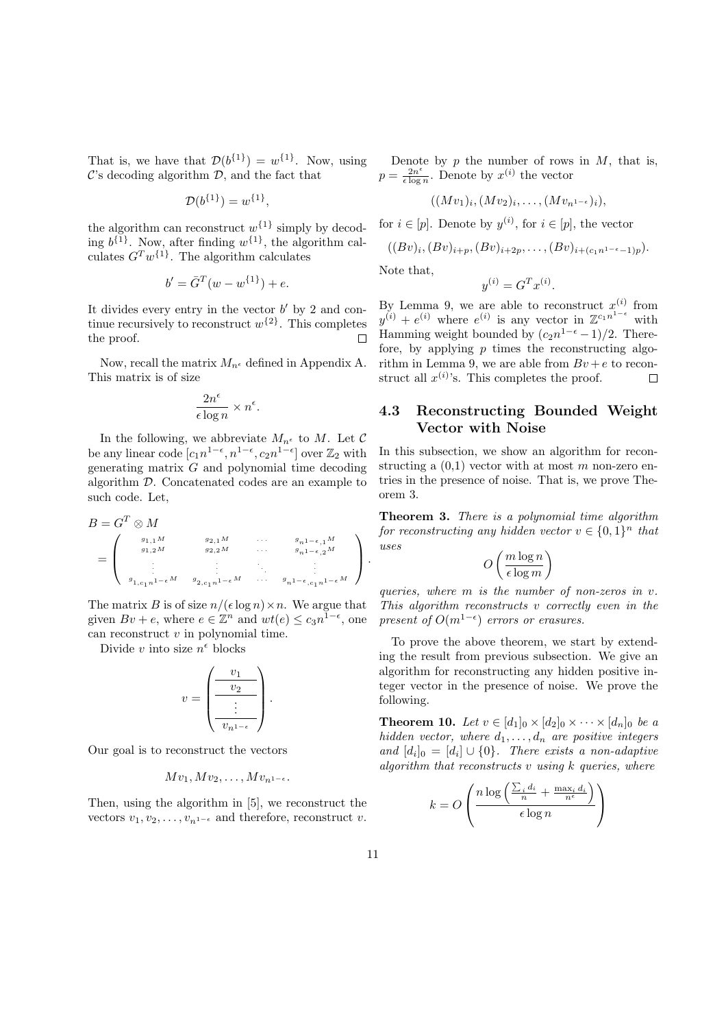That is, we have that $\mathcal{D}(b^{\{1\}}) = w^{\{1\}}$. Now, using $\mathcal{C}$'s decoding algorithm $\mathcal{D}$, and the fact that

$$\mathcal{D}(b^{\{1\}}) = w^{\{1\}},$$

the algorithm can reconstruct $w^{\{1\}}$ simply by decoding $b^{\{1\}}$. Now, after finding $w^{\{1\}}$, the algorithm calculates $G^T w^{\{1\}}$. The algorithm calculates

$$b' = \bar{G}^T(w - w^{\{1\}}) + e.$$

It divides every entry in the vector $b'$ by 2 and continue recursively to reconstruct $w^{\{2\}}$. This completes the proof. $\square$

Now, recall the matrix $M_{n^\epsilon}$ defined in Appendix A. This matrix is of size

$$\frac{2n^\epsilon}{\epsilon \log n} \times n^\epsilon.$$

In the following, we abbreviate $M_{n^\epsilon}$ to $M$. Let $\mathcal{C}$ be any linear code $[c_1 n^{1-\epsilon}, n^{1-\epsilon}, c_2 n^{1-\epsilon}]$ over $\mathbb{Z}_2$ with generating matrix $G$ and polynomial time decoding algorithm $\mathcal{D}$. Concatenated codes are an example to such code. Let,

$$B = G^T \otimes M = \begin{pmatrix} g_{1,1}M & g_{2,1}M & \cdots & g_{n^{1-\epsilon},1}M \\ g_{1,2}M & g_{2,2}M & \cdots & g_{n^{1-\epsilon},2}M \\ \vdots & \vdots & \ddots & \vdots \\ g_{1,c_1 n^{1-\epsilon}}M & g_{2,c_1 n^{1-\epsilon}}M & \cdots & g_{n^{1-\epsilon},c_1 n^{1-\epsilon}}M \end{pmatrix}.$$

The matrix $B$ is of size $n/(\epsilon \log n) \times n$. We argue that given $Bv + e$, where $e \in \mathbb{Z}^n$ and $wt(e) \le c_3 n^{1-\epsilon}$, one can reconstruct $v$ in polynomial time.

Divide $v$ into size $n^\epsilon$ blocks

$$v = \begin{pmatrix} v_1 \\ \hline v_2 \\ \hline \vdots \\ \hline v_{n^{1-\epsilon}} \end{pmatrix}.$$

Our goal is to reconstruct the vectors

$$Mv_1, Mv_2, \ldots, Mv_{n^{1-\epsilon}}.$$

Then, using the algorithm in [5], we reconstruct the vectors $v_1, v_2, \ldots, v_{n^{1-\epsilon}}$ and therefore, reconstruct $v$.

Denote by $p$ the number of rows in $M$, that is, $p = \frac{2n^\epsilon}{\epsilon \log n}$. Denote by $x^{(i)}$ the vector

$$((Mv_1)_i, (Mv_2)_i, \ldots, (Mv_{n^{1-\epsilon}})_i),$$

for $i \in [p]$. Denote by $y^{(i)}$, for $i \in [p]$, the vector

$$((Bv)_i, (Bv)_{i+p}, (Bv)_{i+2p}, \ldots, (Bv)_{i+(c_1 n^{1-\epsilon}-1)p}).$$

Note that,

$$y^{(i)} = G^T x^{(i)}.$$

By Lemma 9, we are able to reconstruct $x^{(i)}$ from $y^{(i)} + e^{(i)}$ where $e^{(i)}$ is any vector in $\mathbb{Z}^{c_1 n^{1-\epsilon}}$ with Hamming weight bounded by $(c_2 n^{1-\epsilon} - 1)/2$. Therefore, by applying $p$ times the reconstructing algorithm in Lemma 9, we are able from $Bv + e$ to reconstruct all $x^{(i)}$'s. This completes the proof. $\square$

### 4.3 Reconstructing Bounded Weight Vector with Noise

In this subsection, we show an algorithm for reconstructing a (0,1) vector with at most $m$ non-zero entries in the presence of noise. That is, we prove Theorem 3.

**Theorem 3.** *There is a polynomial time algorithm for reconstructing any hidden vector $v \in \{0,1\}^n$ that uses*

$$O\left(\frac{m \log n}{\epsilon \log m}\right)$$

*queries, where $m$ is the number of non-zeros in $v$. This algorithm reconstructs $v$ correctly even in the present of $O(m^{1-\epsilon})$ errors or erasures.*

To prove the above theorem, we start by extending the result from previous subsection. We give an algorithm for reconstructing any hidden positive integer vector in the presence of noise. We prove the following.

**Theorem 10.** *Let $v \in [d_1]_0 \times [d_2]_0 \times \cdots \times [d_n]_0$ be a hidden vector, where $d_1, \ldots, d_n$ are positive integers and $[d_i]_0 = [d_i] \cup \{0\}$. There exists a non-adaptive algorithm that reconstructs $v$ using $k$ queries, where*

$$k = O\left(\frac{n \log\left(\frac{\sum_i d_i}{n} + \frac{\max_i d_i}{n^\epsilon}\right)}{\epsilon \log n}\right)$$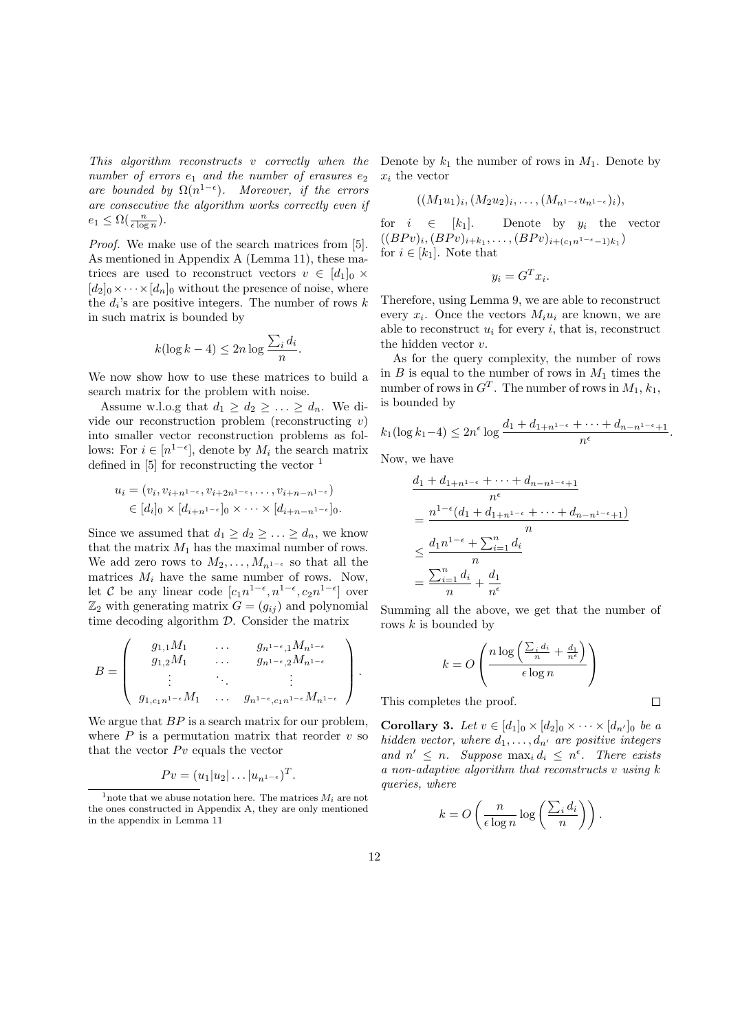*This algorithm reconstructs $v$ correctly when the number of errors $e_1$ and the number of erasures $e_2$ are bounded by $\Omega(n^{1-\epsilon})$. Moreover, if the errors are consecutive the algorithm works correctly even if $e_1 \le \Omega(\frac{n}{\epsilon \log n})$.*

*Proof.* We make use of the search matrices from [5]. As mentioned in Appendix A (Lemma 11), these matrices are used to reconstruct vectors $v \in [d_1]_0 \times [d_2]_0 \times \cdots \times [d_n]_0$ without the presence of noise, where the $d_i$'s are positive integers. The number of rows $k$ in such matrix is bounded by

$$k(\log k - 4) \le 2n \log \frac{\sum_i d_i}{n}.$$

We now show how to use these matrices to build a search matrix for the problem with noise.

Assume w.l.o.g that $d_1 \ge d_2 \ge \ldots \ge d_n$. We divide our reconstruction problem (reconstructing $v$) into smaller vector reconstruction problems as follows: For $i \in [n^{1-\epsilon}]$, denote by $M_i$ the search matrix defined in [5] for reconstructing the vector [1]

$$u_i = (v_i, v_{i+n^{1-\epsilon}}, v_{i+2n^{1-\epsilon}}, \ldots, v_{i+n-n^{1-\epsilon}}) \in [d_i]_0 \times [d_{i+n^{1-\epsilon}}]_0 \times \cdots \times [d_{i+n-n^{1-\epsilon}}]_0.$$

Since we assumed that $d_1 \ge d_2 \ge \ldots \ge d_n$, we know that the matrix $M_1$ has the maximal number of rows. We add zero rows to $M_2, \ldots, M_{n^{1-\epsilon}}$ so that all the matrices $M_i$ have the same number of rows. Now, let $\mathcal{C}$ be any linear code $[c_1 n^{1-\epsilon}, n^{1-\epsilon}, c_2 n^{1-\epsilon}]$ over $\mathbb{Z}_2$ with generating matrix $G = (g_{ij})$ and polynomial time decoding algorithm $\mathcal{D}$. Consider the matrix

$$B = \begin{pmatrix} g_{1,1}M_1 & \ldots & g_{n^{1-\epsilon},1}M_{n^{1-\epsilon}} \\ g_{1,2}M_1 & \ldots & g_{n^{1-\epsilon},2}M_{n^{1-\epsilon}} \\ \vdots & \ddots & \vdots \\ g_{1,c_1 n^{1-\epsilon}}M_1 & \ldots & g_{n^{1-\epsilon},c_1 n^{1-\epsilon}}M_{n^{1-\epsilon}} \end{pmatrix}.$$

We argue that $BP$ is a search matrix for our problem, where $P$ is a permutation matrix that reorder $v$ so that the vector $Pv$ equals the vector

$$Pv = (u_1 | u_2 | \ldots | u_{n^{1-\epsilon}})^T.$$

Denote by $k_1$ the number of rows in $M_1$. Denote by $x_i$ the vector

$$((M_1 u_1)_i, (M_2 u_2)_i, \ldots, (M_{n^{1-\epsilon}} u_{n^{1-\epsilon}})_i),$$

for $i \in [k_1]$. Denote by $y_i$ the vector $((BPv)_i, (BPv)_{i+k_1}, \ldots, (BPv)_{i+(c_1 n^{1-\epsilon}-1)k_1})$ for $i \in [k_1]$. Note that

$$y_i = G^T x_i.$$

Therefore, using Lemma 9, we are able to reconstruct every $x_i$. Once the vectors $M_i u_i$ are known, we are able to reconstruct $u_i$ for every $i$, that is, reconstruct the hidden vector $v$.

As for the query complexity, the number of rows in $B$ is equal to the number of rows in $M_1$ times the number of rows in $G^T$. The number of rows in $M_1$, $k_1$, is bounded by

$$k_1(\log k_1 - 4) \le 2n^\epsilon \log \frac{d_1 + d_{1+n^{1-\epsilon}} + \cdots + d_{n-n^{1-\epsilon}+1}}{n^\epsilon}.$$

Now, we have

$$\begin{aligned} & \frac{d_1 + d_{1+n^{1-\epsilon}} + \cdots + d_{n-n^{1-\epsilon}+1}}{n^\epsilon} \\ &= \frac{n^{1-\epsilon}(d_1 + d_{1+n^{1-\epsilon}} + \cdots + d_{n-n^{1-\epsilon}+1})}{n} \\ &\le \frac{d_1 n^{1-\epsilon} + \sum_{i=1}^n d_i}{n} \\ &= \frac{\sum_{i=1}^n d_i}{n} + \frac{d_1}{n^\epsilon} \end{aligned}$$

Summing all the above, we get that the number of rows $k$ is bounded by

$$k = O\left( \frac{n \log\left( \frac{\sum_i d_i}{n} + \frac{d_1}{n^\epsilon} \right)}{\epsilon \log n} \right)$$

This completes the proof. $\square$

**Corollary 3.** *Let $v \in [d_1]_0 \times [d_2]_0 \times \cdots \times [d_{n'}]_0$ be a hidden vector, where $d_1, \ldots, d_{n'}$ are positive integers and $n' \le n$. Suppose $\max_i d_i \le n^\epsilon$. There exists a non-adaptive algorithm that reconstructs $v$ using $k$ queries, where*

$$k = O\left( \frac{n}{\epsilon \log n} \log\left( \frac{\sum_i d_i}{n} \right) \right).$$

[1] note that we abuse notation here. The matrices $M_i$ are not the ones constructed in Appendix A, they are only mentioned in the appendix in Lemma 11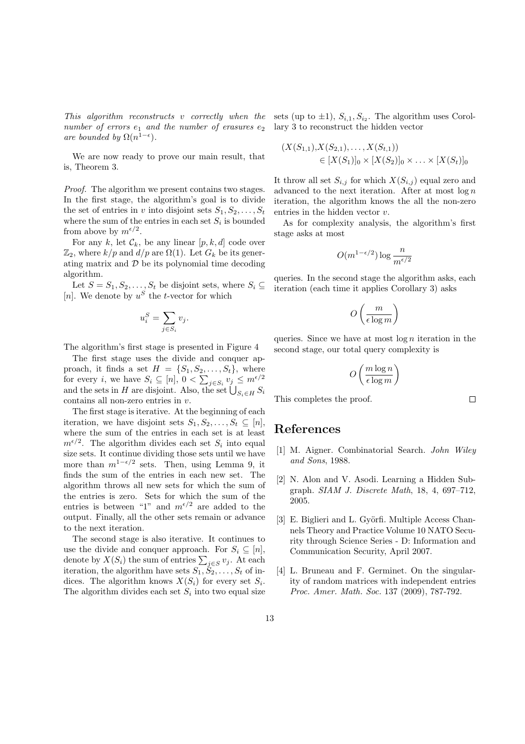*This algorithm reconstructs $v$ correctly when the number of errors $e_1$ and the number of erasures $e_2$ are bounded by $\Omega(n^{1-\epsilon})$.*

We are now ready to prove our main result, that is, Theorem 3.

*Proof.* The algorithm we present contains two stages. In the first stage, the algorithm's goal is to divide the set of entries in $v$ into disjoint sets $S_1, S_2, \ldots, S_t$ where the sum of the entries in each set $S_i$ is bounded from above by $m^{\epsilon/2}$.

For any $k$, let $\mathcal{C}_k$, be any linear $[p, k, d]$ code over $\mathbb{Z}_2$, where $k/p$ and $d/p$ are $\Omega(1)$. Let $G_k$ be its generating matrix and $\mathcal{D}$ be its polynomial time decoding algorithm.

Let $S = S_1, S_2, \ldots, S_t$ be disjoint sets, where $S_i \subseteq [n]$. We denote by $u^S$ the $t$-vector for which

$$u_i^S = \sum_{j \in S_i} v_j.$$

The algorithm's first stage is presented in Figure 4

The first stage uses the divide and conquer approach, it finds a set $H = \{S_1, S_2, \ldots, S_t\}$, where for every $i$, we have $S_i \subseteq [n]$, $0 < \sum_{j \in S_i} v_j \leq m^{\epsilon/2}$ and the sets in $H$ are disjoint. Also, the set $\bigcup_{S_i \in H} S_i$ contains all non-zero entries in $v$.

The first stage is iterative. At the beginning of each iteration, we have disjoint sets $S_1, S_2, \ldots, S_t \subseteq [n]$, where the sum of the entries in each set is at least $m^{\epsilon/2}$. The algorithm divides each set $S_i$ into equal size sets. It continue dividing those sets until we have more than $m^{1-\epsilon/2}$ sets. Then, using Lemma 9, it finds the sum of the entries in each new set. The algorithm throws all new sets for which the sum of the entries is zero. Sets for which the sum of the entries is between "1" and $m^{\epsilon/2}$ are added to the output. Finally, all the other sets remain or advance to the next iteration.

The second stage is also iterative. It continues to use the divide and conquer approach. For $S_i \subseteq [n]$, denote by $X(S_i)$ the sum of entries $\sum_{j \in S} v_j$. At each iteration, the algorithm have sets $S_1, S_2, \ldots, S_t$ of indices. The algorithm knows $X(S_i)$ for every set $S_i$. The algorithm divides each set $S_i$ into two equal size sets (up to $\pm 1$), $S_{i,1}, S_{i_2}$. The algorithm uses Corollary 3 to reconstruct the hidden vector

$$(X(S_{1,1}), X(S_{2,1}), \ldots, X(S_{t,1})) \in [X(S_1)]_0 \times [X(S_2)]_0 \times \ldots \times [X(S_t)]_0$$

It throw all set $S_{i,j}$ for which $X(S_{i,j})$ equal zero and advanced to the next iteration. After at most $\log n$ iteration, the algorithm knows the all the non-zero entries in the hidden vector $v$.

As for complexity analysis, the algorithm's first stage asks at most

$$O(m^{1-\epsilon/2}) \log \frac{n}{m^{\epsilon/2}}$$

queries. In the second stage the algorithm asks, each iteration (each time it applies Corollary 3) asks

$$O\left(\frac{m}{\epsilon \log m}\right)$$

queries. Since we have at most $\log n$ iteration in the second stage, our total query complexity is

$$O\left(\frac{m \log n}{\epsilon \log m}\right)$$

This completes the proof. □

# References

[1] M. Aigner. Combinatorial Search. *John Wiley and Sons*, 1988.

[2] N. Alon and V. Asodi. Learning a Hidden Subgraph. *SIAM J. Discrete Math*, 18, 4, 697–712, 2005.

[3] E. Biglieri and L. Györfi. Multiple Access Channels Theory and Practice Volume 10 NATO Security through Science Series - D: Information and Communication Security, April 2007.

[4] L. Bruneau and F. Germinet. On the singularity of random matrices with independent entries *Proc. Amer. Math. Soc.* 137 (2009), 787-792.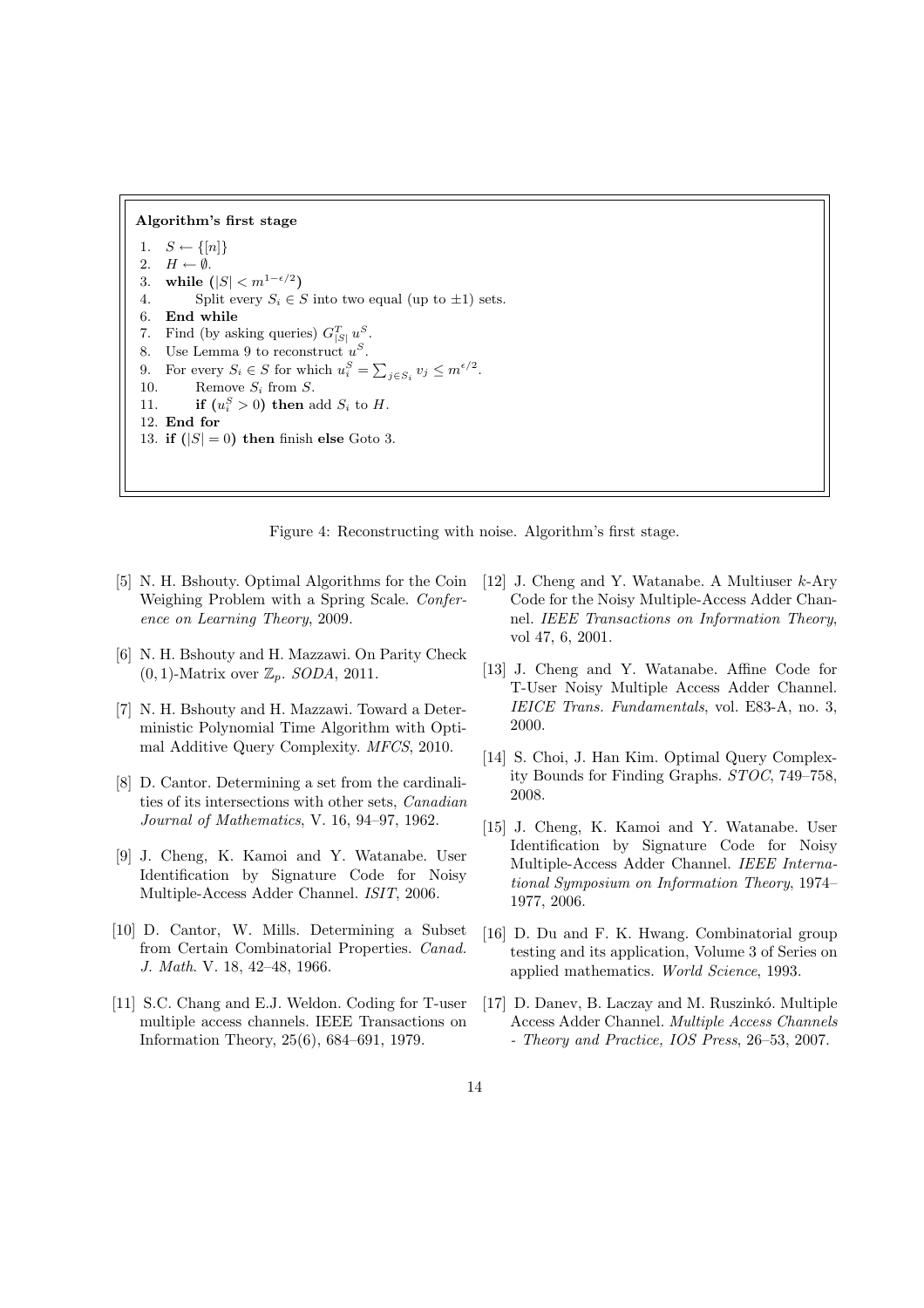**Algorithm's first stage**

1. $S \leftarrow \{[n]\}$
2. $H \leftarrow \emptyset$.
3. **while** $(|S| < m^{1-\epsilon/2})$
4. Split every $S_i \in S$ into two equal (up to $\pm 1$) sets.
6. **End while**
7. Find (by asking queries) $G_{|S|}^T u^S$.
8. Use Lemma 9 to reconstruct $u^S$.
9. For every $S_i \in S$ for which $u_i^S = \sum_{j \in S_i} v_j \le m^{\epsilon/2}$.
10. Remove $S_i$ from $S$.
11. **if** $(u_i^S > 0)$ **then** add $S_i$ to $H$.
12. **End for**
13. **if** $(|S| = 0)$ **then** finish **else** Goto 3.

Figure 4: Reconstructing with noise. Algorithm's first stage.

[5] N. H. Bshouty. Optimal Algorithms for the Coin Weighing Problem with a Spring Scale. *Conference on Learning Theory*, 2009.

[6] N. H. Bshouty and H. Mazzawi. On Parity Check $(0,1)$-Matrix over $\mathbb{Z}_p$. *SODA*, 2011.

[7] N. H. Bshouty and H. Mazzawi. Toward a Deterministic Polynomial Time Algorithm with Optimal Additive Query Complexity. *MFCS*, 2010.

[8] D. Cantor. Determining a set from the cardinalities of its intersections with other sets, *Canadian Journal of Mathematics*, V. 16, 94–97, 1962.

[9] J. Cheng, K. Kamoi and Y. Watanabe. User Identification by Signature Code for Noisy Multiple-Access Adder Channel. *ISIT*, 2006.

[10] D. Cantor, W. Mills. Determining a Subset from Certain Combinatorial Properties. *Canad. J. Math*. V. 18, 42–48, 1966.

[11] S.C. Chang and E.J. Weldon. Coding for T-user multiple access channels. IEEE Transactions on Information Theory, 25(6), 684–691, 1979.

[12] J. Cheng and Y. Watanabe. A Multiuser $k$-Ary Code for the Noisy Multiple-Access Adder Channel. *IEEE Transactions on Information Theory*, vol 47, 6, 2001.

[13] J. Cheng and Y. Watanabe. Affine Code for T-User Noisy Multiple Access Adder Channel. *IEICE Trans. Fundamentals*, vol. E83-A, no. 3, 2000.

[14] S. Choi, J. Han Kim. Optimal Query Complexity Bounds for Finding Graphs. *STOC*, 749–758, 2008.

[15] J. Cheng, K. Kamoi and Y. Watanabe. User Identification by Signature Code for Noisy Multiple-Access Adder Channel. *IEEE International Symposium on Information Theory*, 1974–1977, 2006.

[16] D. Du and F. K. Hwang. Combinatorial group testing and its application, Volume 3 of Series on applied mathematics. *World Science*, 1993.

[17] D. Danev, B. Laczay and M. Ruszinkó. Multiple Access Adder Channel. *Multiple Access Channels - Theory and Practice, IOS Press*, 26–53, 2007.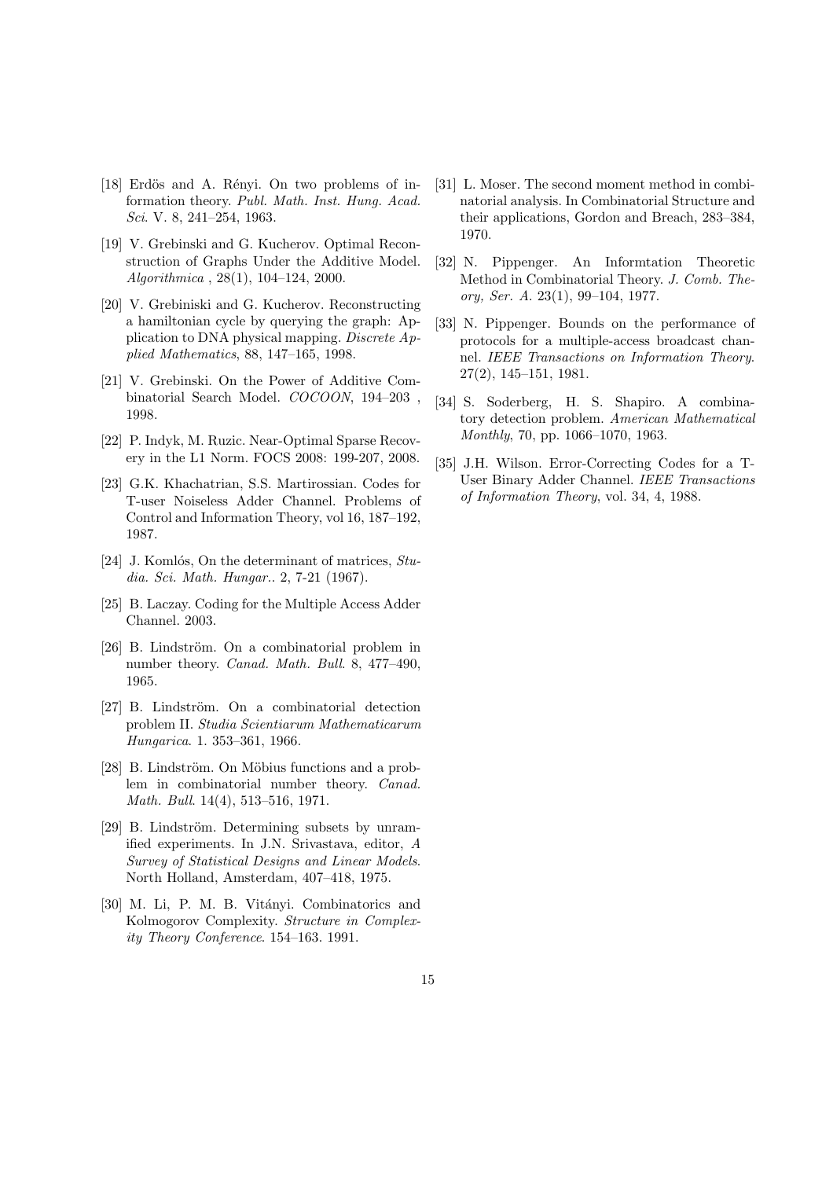[18] Erdös and A. Rényi. On two problems of information theory. *Publ. Math. Inst. Hung. Acad. Sci*. V. 8, 241–254, 1963.

[19] V. Grebinski and G. Kucherov. Optimal Reconstruction of Graphs Under the Additive Model. *Algorithmica* , 28(1), 104–124, 2000.

[20] V. Grebiniski and G. Kucherov. Reconstructing a hamiltonian cycle by querying the graph: Application to DNA physical mapping. *Discrete Applied Mathematics*, 88, 147–165, 1998.

[21] V. Grebinski. On the Power of Additive Combinatorial Search Model. *COCOON*, 194–203 , 1998.

[22] P. Indyk, M. Ruzic. Near-Optimal Sparse Recovery in the L1 Norm. FOCS 2008: 199-207, 2008.

[23] G.K. Khachatrian, S.S. Martirossian. Codes for T-user Noiseless Adder Channel. Problems of Control and Information Theory, vol 16, 187–192, 1987.

[24] J. Komlós, On the determinant of matrices, *Studia. Sci. Math. Hungar.*. 2, 7-21 (1967).

[25] B. Laczay. Coding for the Multiple Access Adder Channel. 2003.

[26] B. Lindström. On a combinatorial problem in number theory. *Canad. Math. Bull*. 8, 477–490, 1965.

[27] B. Lindström. On a combinatorial detection problem II. *Studia Scientiarum Mathematicarum Hungarica*. 1. 353–361, 1966.

[28] B. Lindström. On Möbius functions and a problem in combinatorial number theory. *Canad. Math. Bull*. 14(4), 513–516, 1971.

[29] B. Lindström. Determining subsets by unramified experiments. In J.N. Srivastava, editor, *A Survey of Statistical Designs and Linear Models*. North Holland, Amsterdam, 407–418, 1975.

[30] M. Li, P. M. B. Vitányi. Combinatorics and Kolmogorov Complexity. *Structure in Complexity Theory Conference*. 154–163. 1991.

[31] L. Moser. The second moment method in combinatorial analysis. In Combinatorial Structure and their applications, Gordon and Breach, 283–384, 1970.

[32] N. Pippenger. An Informtation Theoretic Method in Combinatorial Theory. *J. Comb. Theory, Ser. A*. 23(1), 99–104, 1977.

[33] N. Pippenger. Bounds on the performance of protocols for a multiple-access broadcast channel. *IEEE Transactions on Information Theory*. 27(2), 145–151, 1981.

[34] S. Soderberg, H. S. Shapiro. A combinatory detection problem. *American Mathematical Monthly*, 70, pp. 1066–1070, 1963.

[35] J.H. Wilson. Error-Correcting Codes for a T-User Binary Adder Channel. *IEEE Transactions of Information Theory*, vol. 34, 4, 1988.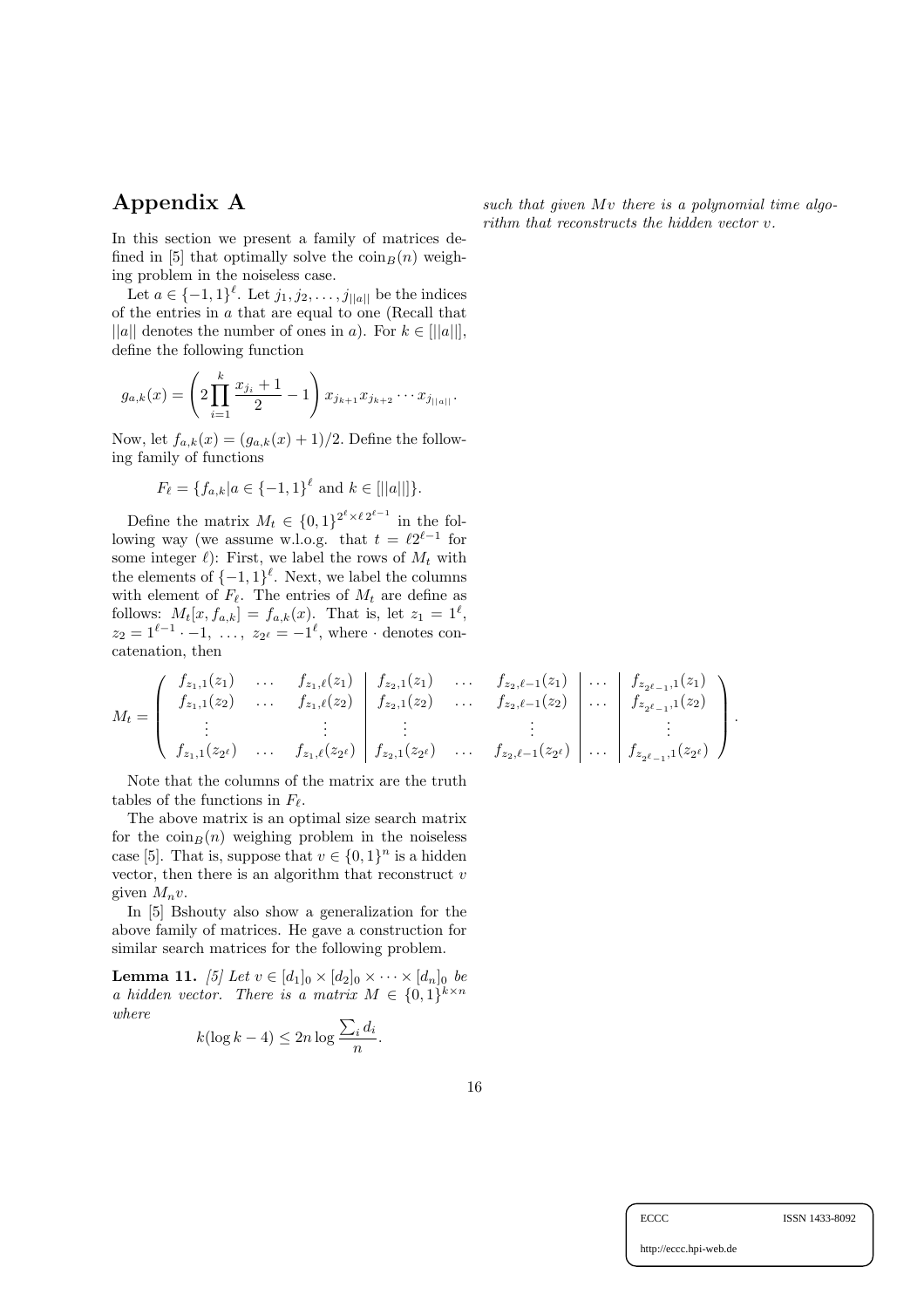## Appendix A

In this section we present a family of matrices defined in [5] that optimally solve the $\text{coin}_B(n)$ weighing problem in the noiseless case.

Let $a \in \{-1,1\}^\ell$. Let $j_1, j_2, \ldots, j_{||a||}$ be the indices of the entries in $a$ that are equal to one (Recall that $||a||$ denotes the number of ones in $a$). For $k \in [||a||]$, define the following function

$$g_{a,k}(x) = \left(2\prod_{i=1}^{k} \frac{x_{j_i}+1}{2} - 1\right) x_{j_{k+1}} x_{j_{k+2}} \cdots x_{j_{||a||}}.$$

Now, let $f_{a,k}(x) = (g_{a,k}(x)+1)/2$. Define the following family of functions

$$F_\ell = \{f_{a,k} | a \in \{-1,1\}^\ell \text{ and } k \in [||a||]\}.$$

Define the matrix $M_t \in \{0,1\}^{2^\ell \times \ell 2^{\ell-1}}$ in the following way (we assume w.l.o.g. that $t = \ell 2^{\ell-1}$ for some integer $\ell$): First, we label the rows of $M_t$ with the elements of $\{-1,1\}^\ell$. Next, we label the columns with element of $F_\ell$. The entries of $M_t$ are define as follows: $M_t[x, f_{a,k}] = f_{a,k}(x)$. That is, let $z_1 = 1^\ell$, $z_2 = 1^{\ell-1} \cdot -1, \ldots, z_{2^\ell} = -1^\ell$, where $\cdot$ denotes concatenation, then

$$M_t = \left(\begin{array}{ccc|ccc|c|c}
f_{z_1,1}(z_1) & \ldots & f_{z_1,\ell}(z_1) & f_{z_2,1}(z_1) & \ldots & f_{z_2,\ell-1}(z_1) & \ldots & f_{z_{2^\ell-1},1}(z_1) \\
f_{z_1,1}(z_2) & \ldots & f_{z_1,\ell}(z_2) & f_{z_2,1}(z_2) & \ldots & f_{z_2,\ell-1}(z_2) & \ldots & f_{z_{2^\ell-1},1}(z_2) \\
\vdots & & \vdots & \vdots & & \vdots & & \vdots \\
f_{z_1,1}(z_{2^\ell}) & \ldots & f_{z_1,\ell}(z_{2^\ell}) & f_{z_2,1}(z_{2^\ell}) & \ldots & f_{z_2,\ell-1}(z_{2^\ell}) & \ldots & f_{z_{2^\ell-1},1}(z_{2^\ell})
\end{array}\right).$$

Note that the columns of the matrix are the truth tables of the functions in $F_\ell$.

The above matrix is an optimal size search matrix for the $\text{coin}_B(n)$ weighing problem in the noiseless case [5]. That is, suppose that $v \in \{0,1\}^n$ is a hidden vector, then there is an algorithm that reconstruct $v$ given $M_n v$.

In [5] Bshouty also show a generalization for the above family of matrices. He gave a construction for similar search matrices for the following problem.

**Lemma 11.** *[5] Let $v \in [d_1]_0 \times [d_2]_0 \times \cdots \times [d_n]_0$ be a hidden vector. There is a matrix $M \in \{0,1\}^{k\times n}$ where*

$$k(\log k - 4) \le 2n \log \frac{\sum_i d_i}{n}.$$

*such that given $Mv$ there is a polynomial time algorithm that reconstructs the hidden vector $v$.*